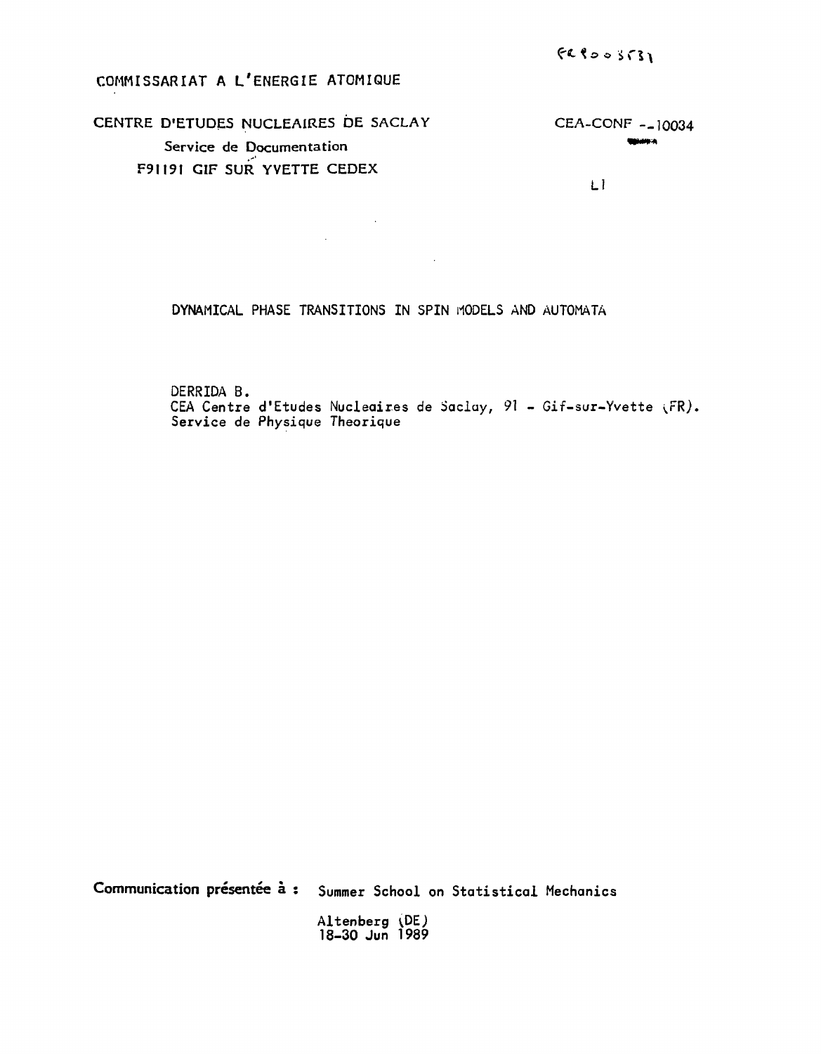FR9003531

COMMISSARIAT A L'ENERGIE ATOMIQUE

CENTRE D'ETUDES NUCLEAIRES DE SACLAY

Service de Documentation

F91191 GIF SUR YVETTE CEDEX

CEA-CONF --10034

L1

# DYNAMICAL PHASE TRANSITIONS IN SPIN MODELS AND AUTOMATA

DERRIDA B.
CEA Centre d'Etudes Nucleaires de Saclay, 91 - Gif-sur-Yvette (FR).
Service de Physique Theorique

**Communication présentée à :** Summer School on Statistical Mechanics

Altenberg (DE)
18-30 Jun 1989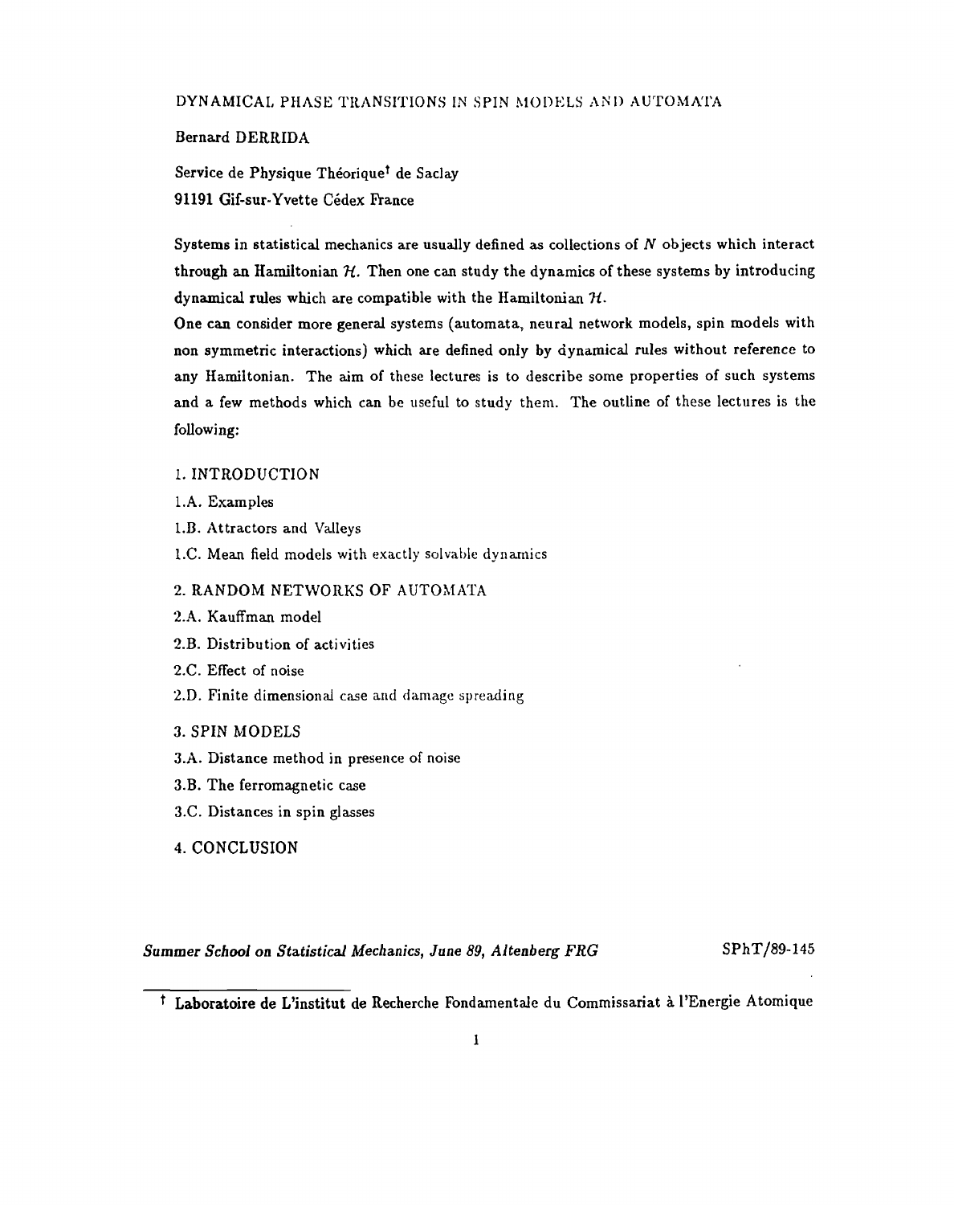DYNAMICAL PHASE TRANSITIONS IN SPIN MODELS AND AUTOMATA

Bernard DERRIDA

Service de Physique Théorique[†] de Saclay
91191 Gif-sur-Yvette Cédex France

Systems in statistical mechanics are usually defined as collections of $N$ objects which interact through an Hamiltonian $\mathcal{H}$. Then one can study the dynamics of these systems by introducing dynamical rules which are compatible with the Hamiltonian $\mathcal{H}$.

One can consider more general systems (automata, neural network models, spin models with non symmetric interactions) which are defined only by dynamical rules without reference to any Hamiltonian. The aim of these lectures is to describe some properties of such systems and a few methods which can be useful to study them. The outline of these lectures is the following:

1. INTRODUCTION
   1.A. Examples
   1.B. Attractors and Valleys
   1.C. Mean field models with exactly solvable dynamics
2. RANDOM NETWORKS OF AUTOMATA
   2.A. Kauffman model
   2.B. Distribution of activities
   2.C. Effect of noise
   2.D. Finite dimensional case and damage spreading
3. SPIN MODELS
   3.A. Distance method in presence of noise
   3.B. The ferromagnetic case
   3.C. Distances in spin glasses
4. CONCLUSION

*Summer School on Statistical Mechanics, June 89, Altenberg FRG* SPhT/89-145

[†] Laboratoire de L'institut de Recherche Fondamentale du Commissariat à l'Energie Atomique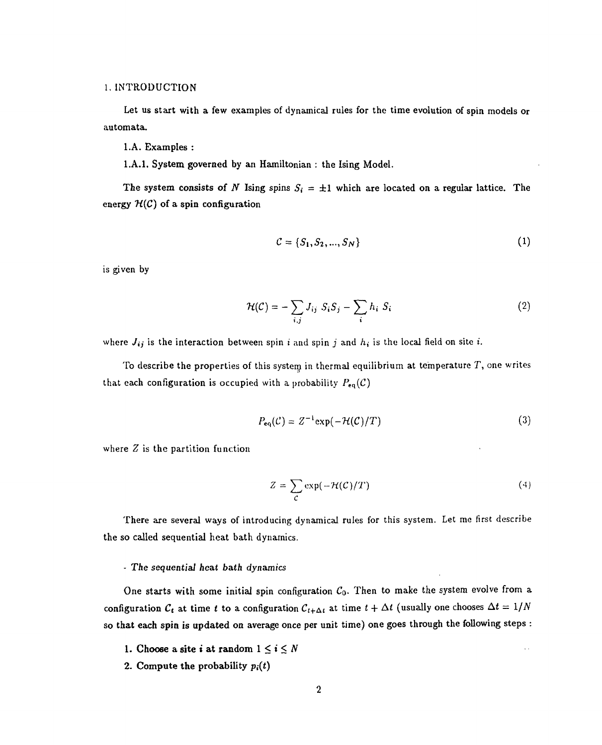## 1. INTRODUCTION

Let us start with a few examples of dynamical rules for the time evolution of spin models or automata.

### 1.A. Examples :

#### 1.A.1. System governed by an Hamiltonian : the Ising Model.

The system consists of $N$ Ising spins $S_i = \pm 1$ which are located on a regular lattice. The energy $\mathcal{H}(\mathcal{C})$ of a spin configuration

$$\mathcal{C} = \{S_1, S_2, ..., S_N\} \tag{1}$$

is given by

$$\mathcal{H}(\mathcal{C}) = -\sum_{i,j} J_{ij}\ S_i S_j - \sum_i h_i\ S_i \tag{2}$$

where $J_{ij}$ is the interaction between spin $i$ and spin $j$ and $h_i$ is the local field on site $i$.

To describe the properties of this system in thermal equilibrium at temperature $T$, one writes that each configuration is occupied with a probability $P_{\rm eq}(\mathcal{C})$

$$P_{\rm eq}(\mathcal{C}) = Z^{-1} \exp(-\mathcal{H}(\mathcal{C})/T) \tag{3}$$

where $Z$ is the partition function

$$Z = \sum_{\mathcal{C}} \exp(-\mathcal{H}(\mathcal{C})/T) \tag{4}$$

There are several ways of introducing dynamical rules for this system. Let me first describe the so called sequential heat bath dynamics.

- *The sequential heat bath dynamics*

One starts with some initial spin configuration $\mathcal{C}_0$. Then to make the system evolve from a configuration $\mathcal{C}_t$ at time $t$ to a configuration $\mathcal{C}_{t+\Delta t}$ at time $t + \Delta t$ (usually one chooses $\Delta t = 1/N$ so that each spin is updated on average once per unit time) one goes through the following steps :

1. **Choose a site $i$ at random $1 \leq i \leq N$**
2. **Compute the probability $p_i(t)$**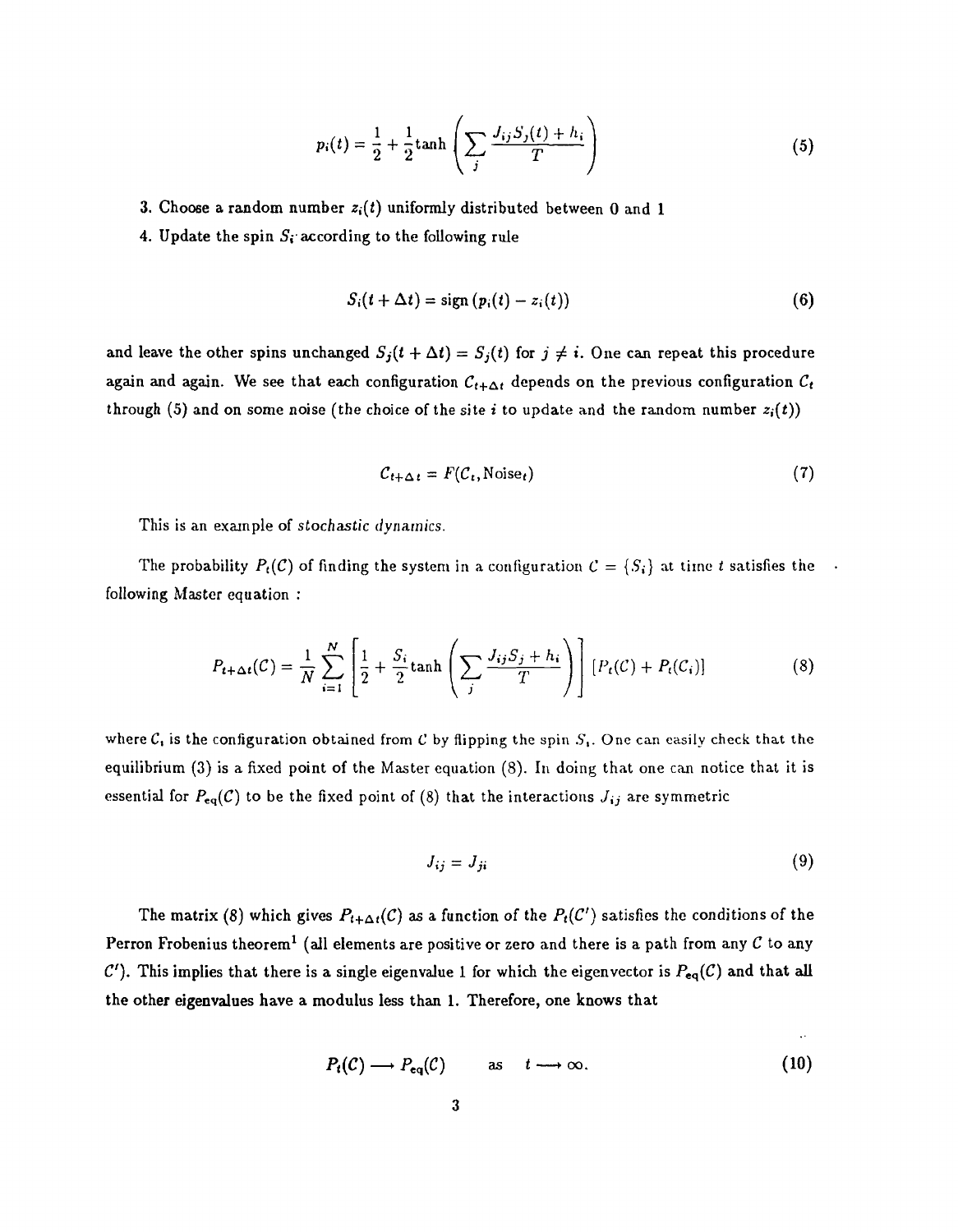$$p_i(t) = \frac{1}{2} + \frac{1}{2}\tanh\left(\sum_j \frac{J_{ij}S_j(t) + h_i}{T}\right) \tag{5}$$

3. Choose a random number $z_i(t)$ uniformly distributed between 0 and 1
4. Update the spin $S_i$ according to the following rule

$$S_i(t + \Delta t) = \text{sign}\left(p_i(t) - z_i(t)\right) \tag{6}$$

and leave the other spins unchanged $S_j(t + \Delta t) = S_j(t)$ for $j \neq i$. One can repeat this procedure again and again. We see that each configuration $C_{t+\Delta t}$ depends on the previous configuration $C_t$ through (5) and on some noise (the choice of the site $i$ to update and the random number $z_i(t)$)

$$C_{t+\Delta t} = F(C_t, \text{Noise}_t) \tag{7}$$

This is an example of *stochastic dynamics*.

The probability $P_t(C)$ of finding the system in a configuration $C = \{S_i\}$ at time $t$ satisfies the following Master equation :

$$P_{t+\Delta t}(C) = \frac{1}{N}\sum_{i=1}^{N}\left[\frac{1}{2} + \frac{S_i}{2}\tanh\left(\sum_j \frac{J_{ij}S_j + h_i}{T}\right)\right]\left[P_t(C) + P_t(C_i)\right] \tag{8}$$

where $C_i$ is the configuration obtained from $C$ by flipping the spin $S_i$. One can easily check that the equilibrium (3) is a fixed point of the Master equation (8). In doing that one can notice that it is essential for $P_{eq}(C)$ to be the fixed point of (8) that the interactions $J_{ij}$ are symmetric

$$J_{ij} = J_{ji} \tag{9}$$

The matrix (8) which gives $P_{t+\Delta t}(C)$ as a function of the $P_t(C')$ satisfies the conditions of the Perron Frobenius theorem[1] (all elements are positive or zero and there is a path from any $C$ to any $C'$). This implies that there is a single eigenvalue 1 for which the eigenvector is $P_{eq}(C)$ and that all the other eigenvalues have a modulus less than 1. Therefore, one knows that

$$P_t(C) \longrightarrow P_{eq}(C) \qquad \text{as} \quad t \longrightarrow \infty. \tag{10}$$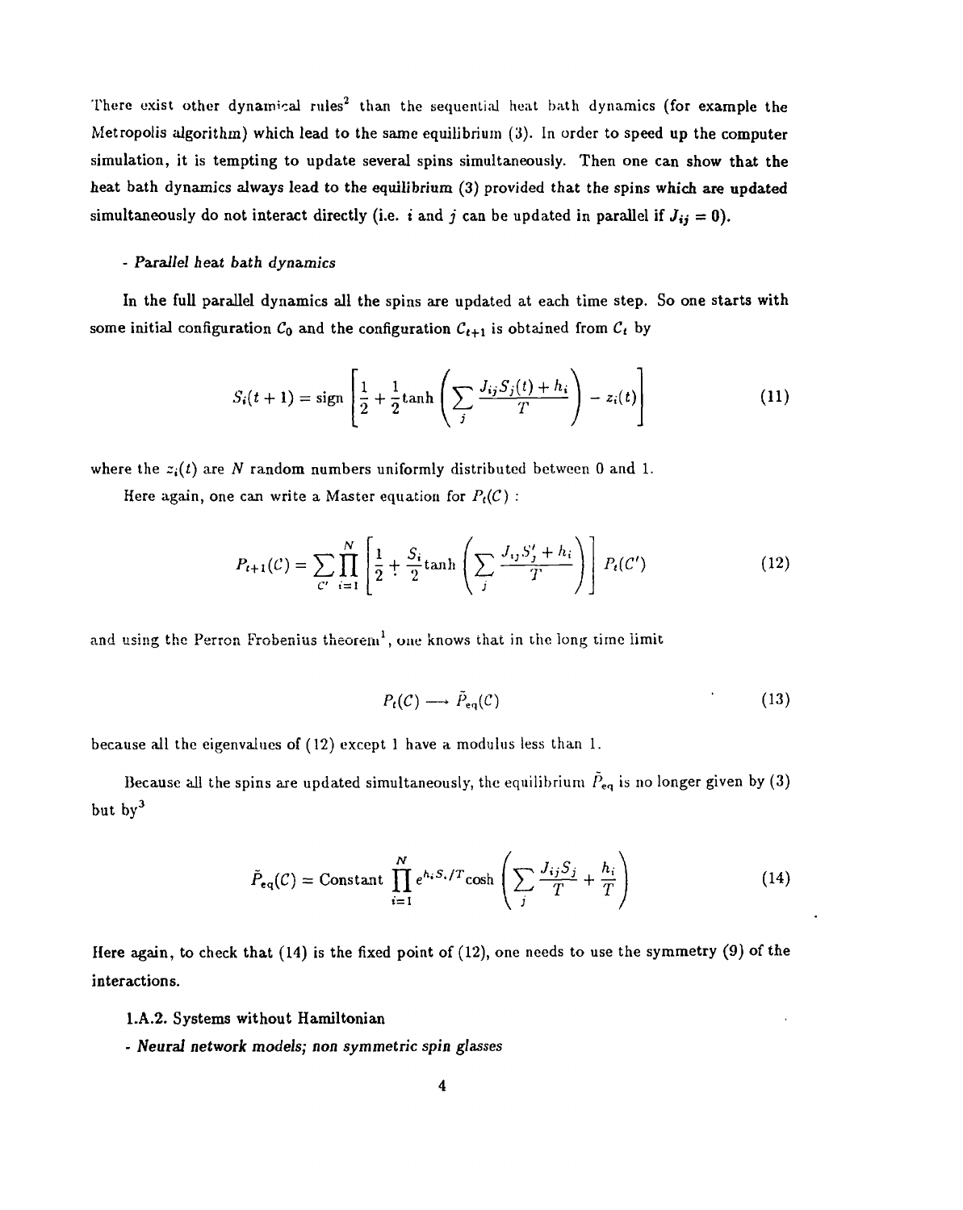There exist other dynamical rules[2] than the sequential heat bath dynamics (for example the Metropolis algorithm) which lead to the same equilibrium (3). In order to speed up the computer simulation, it is tempting to update several spins simultaneously. Then one can show that the heat bath dynamics always lead to the equilibrium (3) provided that the spins which are updated simultaneously do not interact directly (i.e. $i$ and $j$ can be updated in parallel if $J_{ij} = 0$).

- *Parallel heat bath dynamics*

In the full parallel dynamics all the spins are updated at each time step. So one starts with some initial configuration $C_0$ and the configuration $C_{t+1}$ is obtained from $C_t$ by

$$S_i(t+1) = \text{sign}\left[\frac{1}{2} + \frac{1}{2}\tanh\left(\sum_j \frac{J_{ij}S_j(t) + h_i}{T}\right) - z_i(t)\right] \tag{11}$$

where the $z_i(t)$ are $N$ random numbers uniformly distributed between 0 and 1.

Here again, one can write a Master equation for $P_t(C)$ :

$$P_{t+1}(C) = \sum_{C'} \prod_{i=1}^{N} \left[\frac{1}{2} + \frac{S_i}{2}\tanh\left(\sum_j \frac{J_{ij}S'_j + h_i}{T}\right)\right] P_t(C') \tag{12}$$

and using the Perron Frobenius theorem[1], one knows that in the long time limit

$$P_t(C) \longrightarrow \tilde{P}_{\text{eq}}(C) \tag{13}$$

because all the eigenvalues of (12) except 1 have a modulus less than 1.

Because all the spins are updated simultaneously, the equilibrium $\tilde{P}_{\text{eq}}$ is no longer given by (3) but by[3]

$$\tilde{P}_{\text{eq}}(C) = \text{Constant} \prod_{i=1}^{N} e^{h_i S_i/T} \cosh\left(\sum_j \frac{J_{ij}S_j}{T} + \frac{h_i}{T}\right) \tag{14}$$

Here again, to check that (14) is the fixed point of (12), one needs to use the symmetry (9) of the interactions.

**1.A.2. Systems without Hamiltonian**

- ***Neural network models; non symmetric spin glasses***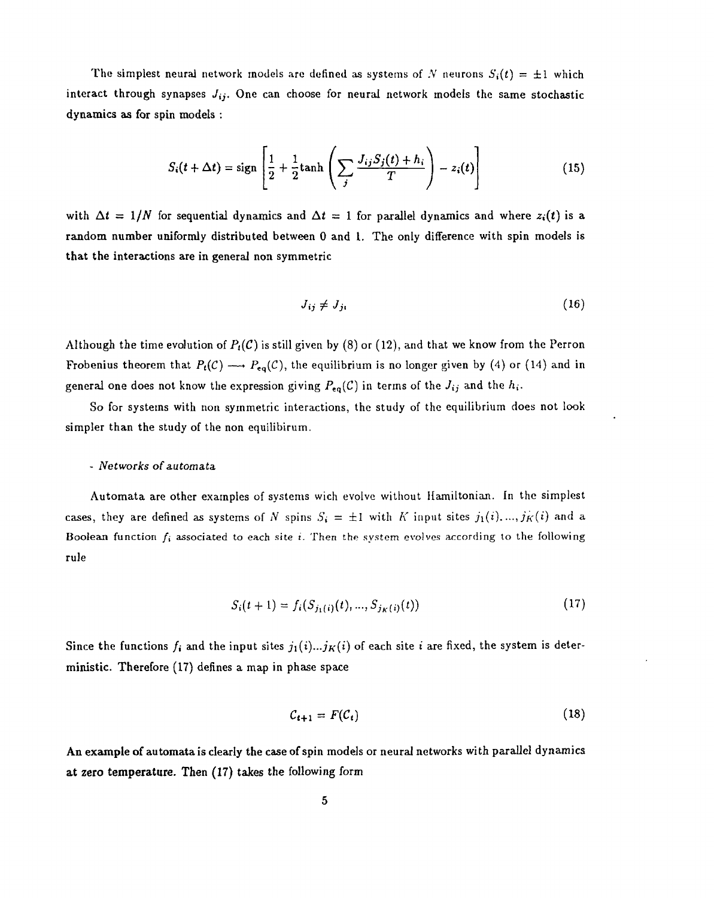The simplest neural network models are defined as systems of $N$ neurons $S_i(t) = \pm 1$ which interact through synapses $J_{ij}$. One can choose for neural network models the same stochastic dynamics as for spin models :

$$S_i(t + \Delta t) = \text{sign}\left[\frac{1}{2} + \frac{1}{2}\tanh\left(\sum_j \frac{J_{ij}S_j(t) + h_i}{T}\right) - z_i(t)\right] \tag{15}$$

with $\Delta t = 1/N$ for sequential dynamics and $\Delta t = 1$ for parallel dynamics and where $z_i(t)$ is a random number uniformly distributed between 0 and 1. The only difference with spin models is that the interactions are in general non symmetric

$$J_{ij} \neq J_{ji} \tag{16}$$

Although the time evolution of $P_t(C)$ is still given by (8) or (12), and that we know from the Perron Frobenius theorem that $P_t(C) \longrightarrow P_{eq}(C)$, the equilibrium is no longer given by (4) or (14) and in general one does not know the expression giving $P_{eq}(C)$ in terms of the $J_{ij}$ and the $h_i$.

So for systems with non symmetric interactions, the study of the equilibrium does not look simpler than the study of the non equilibirum.

- *Networks of automata*

Automata are other examples of systems wich evolve without Hamiltonian. In the simplest cases, they are defined as systems of $N$ spins $S_i = \pm 1$ with $K$ input sites $j_1(i), ..., j_K(i)$ and a Boolean function $f_i$ associated to each site $i$. Then the system evolves according to the following rule

$$S_i(t + 1) = f_i(S_{j_1(i)}(t), ..., S_{j_K(i)}(t)) \tag{17}$$

Since the functions $f_i$ and the input sites $j_1(i)...j_K(i)$ of each site $i$ are fixed, the system is deterministic. Therefore (17) defines a map in phase space

$$C_{t+1} = F(C_t) \tag{18}$$

An example of automata is clearly the case of spin models or neural networks with parallel dynamics at zero temperature. Then (17) takes the following form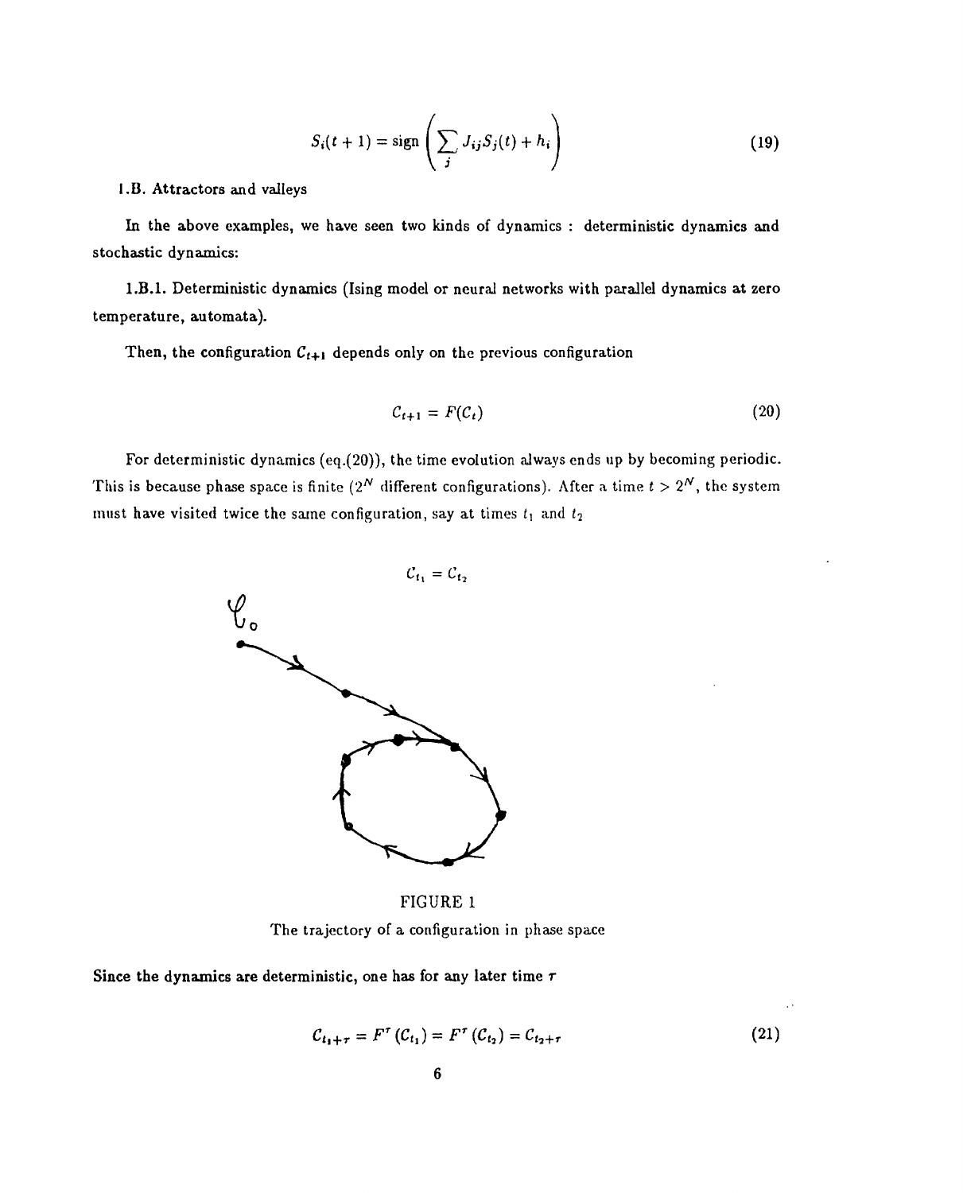$$S_i(t+1) = \text{sign}\left(\sum_j J_{ij} S_j(t) + h_i\right) \tag{19}$$

### I.B. Attractors and valleys

In the above examples, we have seen two kinds of dynamics : deterministic dynamics and stochastic dynamics:

I.B.1. Deterministic dynamics (Ising model or neural networks with parallel dynamics at zero temperature, automata).

Then, the configuration $C_{t+1}$ depends only on the previous configuration

$$C_{t+1} = F(C_t) \tag{20}$$

For deterministic dynamics (eq.(20)), the time evolution always ends up by becoming periodic. This is because phase space is finite ($2^N$ different configurations). After a time $t > 2^N$, the system must have visited twice the same configuration, say at times $t_1$ and $t_2$

$$C_{t_1} = C_{t_2}$$

FIGURE 1

The trajectory of a configuration in phase space

Since the dynamics are deterministic, one has for any later time $\tau$

$$C_{t_1+\tau} = F^{\tau}(C_{t_1}) = F^{\tau}(C_{t_2}) = C_{t_2+\tau} \tag{21}$$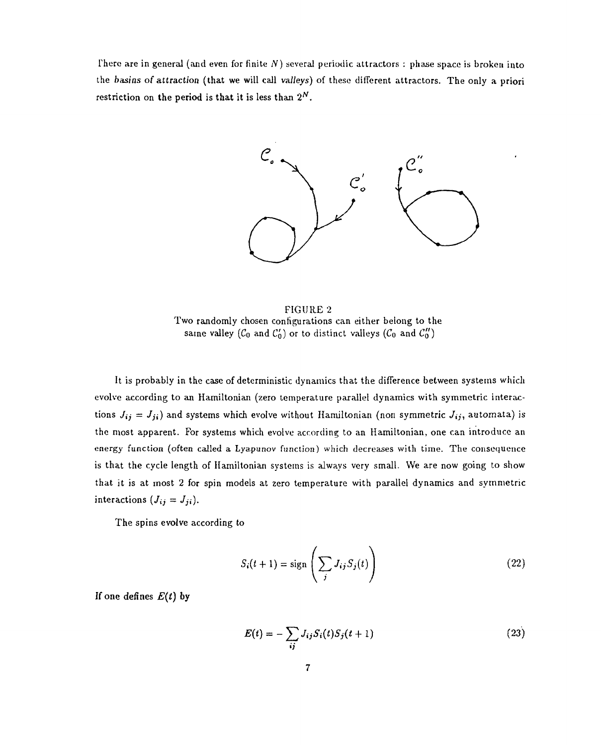There are in general (and even for finite $N$) several periodic attractors : phase space is broken into the *basins of attraction* (that we will call *valleys*) of these different attractors. The only a priori restriction on the period is that it is less than $2^N$.

FIGURE 2
Two randomly chosen configurations can either belong to the same valley ($\mathcal{C}_0$ and $\mathcal{C}_0'$) or to distinct valleys ($\mathcal{C}_0$ and $\mathcal{C}_0''$)

It is probably in the case of deterministic dynamics that the difference between systems which evolve according to an Hamiltonian (zero temperature parallel dynamics with symmetric interactions $J_{ij} = J_{ji}$) and systems which evolve without Hamiltonian (non symmetric $J_{ij}$, automata) is the most apparent. For systems which evolve according to an Hamiltonian, one can introduce an energy function (often called a Lyapunov function) which decreases with time. The consequence is that the cycle length of Hamiltonian systems is always very small. We are now going to show that it is at most 2 for spin models at zero temperature with parallel dynamics and symmetric interactions ($J_{ij} = J_{ji}$).

The spins evolve according to

$$S_i(t+1) = \text{sign}\left(\sum_j J_{ij} S_j(t)\right) \tag{22}$$

If one defines $E(t)$ by

$$E(t) = -\sum_{ij} J_{ij} S_i(t) S_j(t+1) \tag{23}$$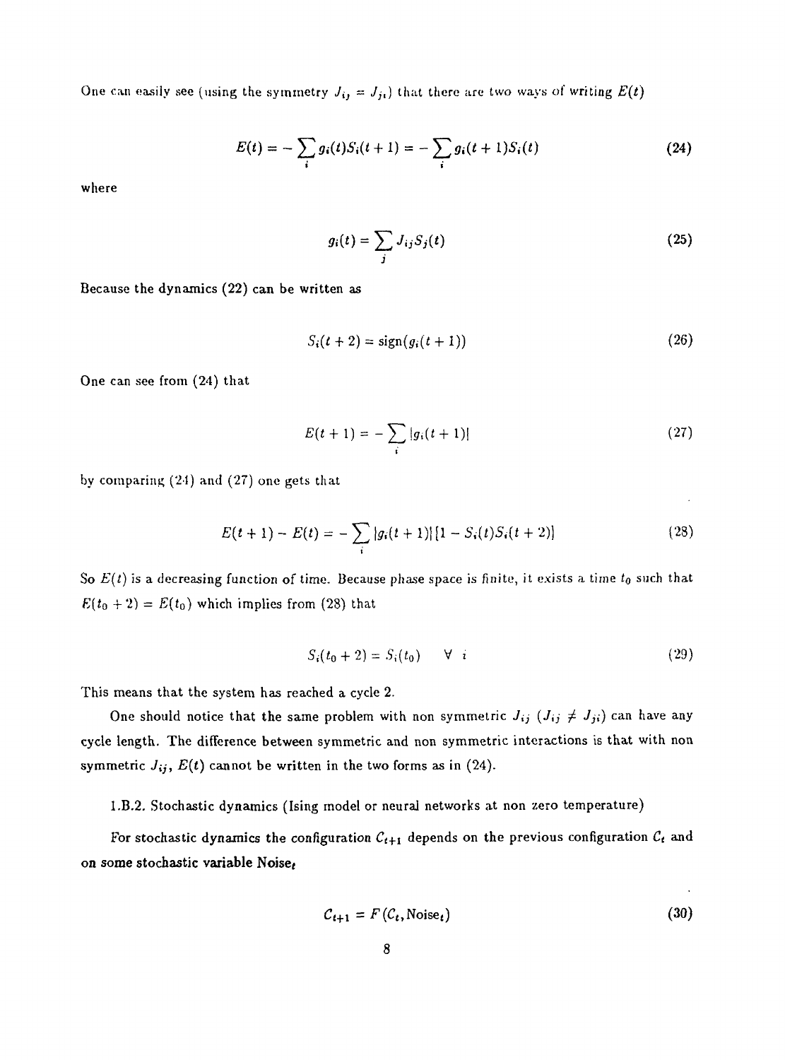One can easily see (using the symmetry $J_{ij} = J_{ji}$) that there are two ways of writing $E(t)$

$$E(t) = -\sum_i g_i(t) S_i(t+1) = -\sum_i g_i(t+1) S_i(t) \tag{24}$$

where

$$g_i(t) = \sum_j J_{ij} S_j(t) \tag{25}$$

Because the dynamics (22) can be written as

$$S_i(t+2) = \text{sign}(g_i(t+1)) \tag{26}$$

One can see from (24) that

$$E(t+1) = -\sum_i |g_i(t+1)| \tag{27}$$

by comparing (24) and (27) one gets that

$$E(t+1) - E(t) = -\sum_i |g_i(t+1)| \left[1 - S_i(t) S_i(t+2)\right] \tag{28}$$

So $E(t)$ is a decreasing function of time. Because phase space is finite, it exists a time $t_0$ such that $E(t_0 + 2) = E(t_0)$ which implies from (28) that

$$S_i(t_0 + 2) = S_i(t_0) \quad \forall \ i \tag{29}$$

This means that the system has reached a cycle 2.

One should notice that the same problem with non symmetric $J_{ij}$ ($J_{ij} \neq J_{ji}$) can have any cycle length. The difference between symmetric and non symmetric interactions is that with non symmetric $J_{ij}$, $E(t)$ cannot be written in the two forms as in (24).

1.B.2. Stochastic dynamics (Ising model or neural networks at non zero temperature)

For stochastic dynamics the configuration $C_{t+1}$ depends on the previous configuration $C_t$ and on some stochastic variable $\text{Noise}_t$

$$C_{t+1} = F(C_t, \text{Noise}_t) \tag{30}$$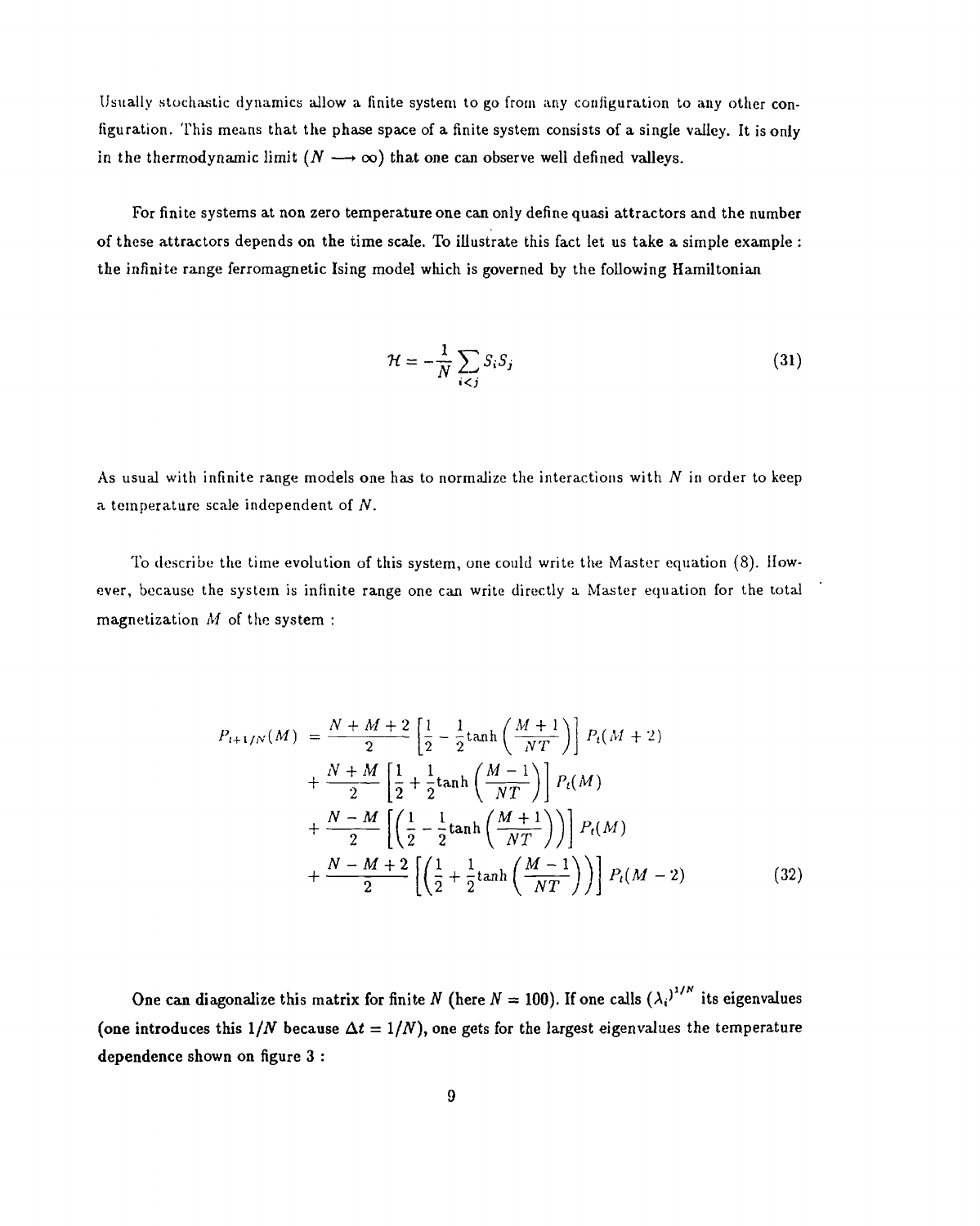Usually stochastic dynamics allow a finite system to go from any configuration to any other configuration. This means that the phase space of a finite system consists of a single valley. It is only in the thermodynamic limit ($N \longrightarrow \infty$) that one can observe well defined valleys.

For finite systems at non zero temperature one can only define quasi attractors and the number of these attractors depends on the time scale. To illustrate this fact let us take a simple example : the infinite range ferromagnetic Ising model which is governed by the following Hamiltonian

$$
\mathcal{H} = -\frac{1}{N} \sum_{i<j} S_i S_j \tag{31}
$$

As usual with infinite range models one has to normalize the interactions with $N$ in order to keep a temperature scale independent of $N$.

To describe the time evolution of this system, one could write the Master equation (8). However, because the system is infinite range one can write directly a Master equation for the total magnetization $M$ of the system :

$$
\begin{aligned}
P_{t+1/N}(M) &= \frac{N+M+2}{2} \left[ \frac{1}{2} - \frac{1}{2} \tanh\left( \frac{M+1}{NT} \right) \right] P_t(M+2) \\
&+ \frac{N+M}{2} \left[ \frac{1}{2} + \frac{1}{2} \tanh\left( \frac{M-1}{NT} \right) \right] P_t(M) \\
&+ \frac{N-M}{2} \left[ \left( \frac{1}{2} - \frac{1}{2} \tanh\left( \frac{M+1}{NT} \right) \right) \right] P_t(M) \\
&+ \frac{N-M+2}{2} \left[ \left( \frac{1}{2} + \frac{1}{2} \tanh\left( \frac{M-1}{NT} \right) \right) \right] P_t(M-2)
\end{aligned} \tag{32}
$$

One can diagonalize this matrix for finite $N$ (here $N = 100$). If one calls $(\lambda_i)^{1/N}$ its eigenvalues (one introduces this $1/N$ because $\Delta t = 1/N$), one gets for the largest eigenvalues the temperature dependence shown on figure 3 :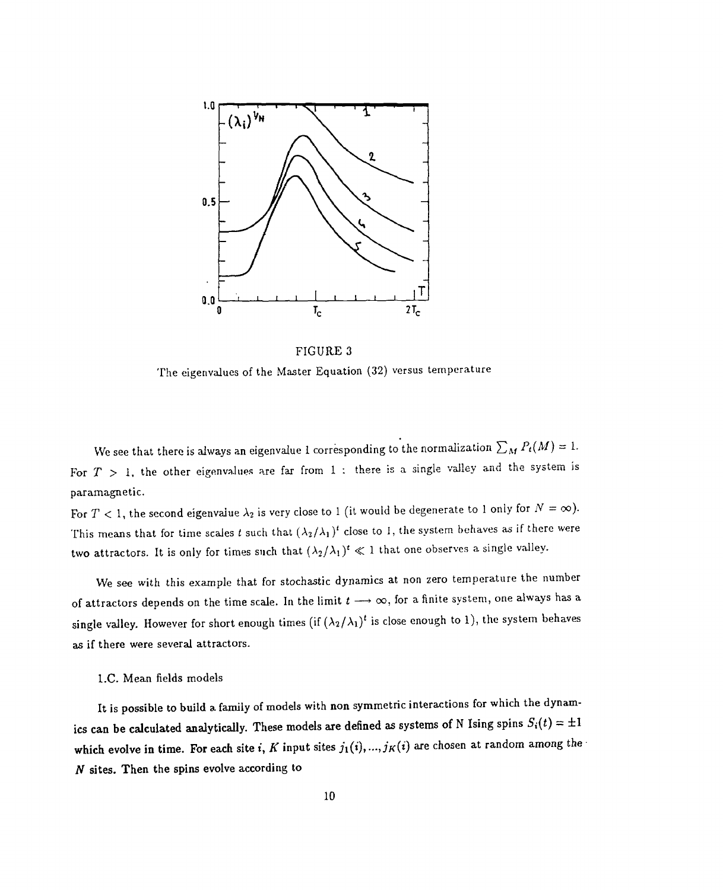FIGURE 3

The eigenvalues of the Master Equation (32) versus temperature

We see that there is always an eigenvalue 1 corresponding to the normalization $\sum_M P_t(M) = 1$. For $T > 1$, the other eigenvalues are far from 1 : there is a single valley and the system is paramagnetic.

For $T < 1$, the second eigenvalue $\lambda_2$ is very close to 1 (it would be degenerate to 1 only for $N = \infty$). This means that for time scales $t$ such that $(\lambda_2/\lambda_1)^t$ close to 1, the system behaves as if there were two attractors. It is only for times such that $(\lambda_2/\lambda_1)^t \ll 1$ that one observes a single valley.

We see with this example that for stochastic dynamics at non zero temperature the number of attractors depends on the time scale. In the limit $t \longrightarrow \infty$, for a finite system, one always has a single valley. However for short enough times (if $(\lambda_2/\lambda_1)^t$ is close enough to 1), the system behaves as if there were several attractors.

### 1.C. Mean fields models

It is possible to build a family of models with non symmetric interactions for which the dynamics can be calculated analytically. These models are defined as systems of N Ising spins $S_i(t) = \pm 1$ which evolve in time. For each site $i$, $K$ input sites $j_1(i), ..., j_K(i)$ are chosen at random among the $N$ sites. Then the spins evolve according to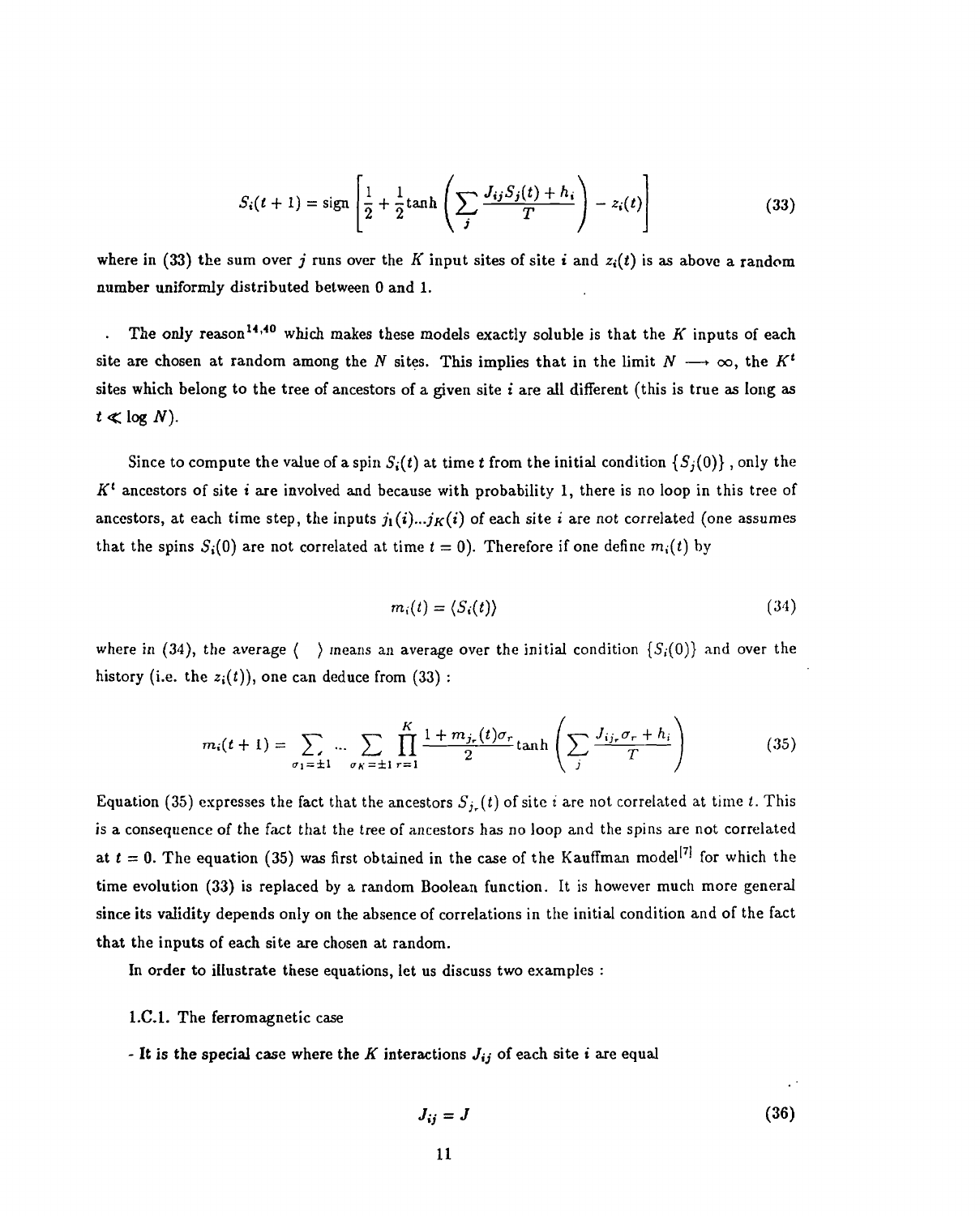$$S_i(t+1) = \text{sign}\left[\frac{1}{2} + \frac{1}{2}\tanh\left(\sum_j \frac{J_{ij}S_j(t) + h_i}{T}\right) - z_i(t)\right] \tag{33}$$

where in (33) the sum over $j$ runs over the $K$ input sites of site $i$ and $z_i(t)$ is as above a random number uniformly distributed between 0 and 1.

The only reason[14,40] which makes these models exactly soluble is that the $K$ inputs of each site are chosen at random among the $N$ sites. This implies that in the limit $N \longrightarrow \infty$, the $K^t$ sites which belong to the tree of ancestors of a given site $i$ are all different (this is true as long as $t \ll \log N$).

Since to compute the value of a spin $S_i(t)$ at time $t$ from the initial condition $\{S_j(0)\}$, only the $K^t$ ancestors of site $i$ are involved and because with probability 1, there is no loop in this tree of ancestors, at each time step, the inputs $j_1(i)...j_K(i)$ of each site $i$ are not correlated (one assumes that the spins $S_i(0)$ are not correlated at time $t = 0$). Therefore if one define $m_i(t)$ by

$$m_i(t) = \langle S_i(t) \rangle \tag{34}$$

where in (34), the average $\langle \quad \rangle$ means an average over the initial condition $\{S_i(0)\}$ and over the history (i.e. the $z_i(t)$), one can deduce from (33) :

$$m_i(t+1) = \sum_{\sigma_1 = \pm 1} \ldots \sum_{\sigma_K = \pm 1} \prod_{r=1}^{K} \frac{1 + m_{j_r}(t)\sigma_r}{2} \tanh\left(\sum_j \frac{J_{ij_r}\sigma_r + h_i}{T}\right) \tag{35}$$

Equation (35) expresses the fact that the ancestors $S_{j_r}(t)$ of site $i$ are not correlated at time $t$. This is a consequence of the fact that the tree of ancestors has no loop and the spins are not correlated at $t = 0$. The equation (35) was first obtained in the case of the Kauffman model[7] for which the time evolution (33) is replaced by a random Boolean function. It is however much more general since its validity depends only on the absence of correlations in the initial condition and of the fact that the inputs of each site are chosen at random.

In order to illustrate these equations, let us discuss two examples :

### I.C.1. The ferromagnetic case

**- It is the special case where the $K$ interactions $J_{ij}$ of each site $i$ are equal**

$$J_{ij} = J \tag{36}$$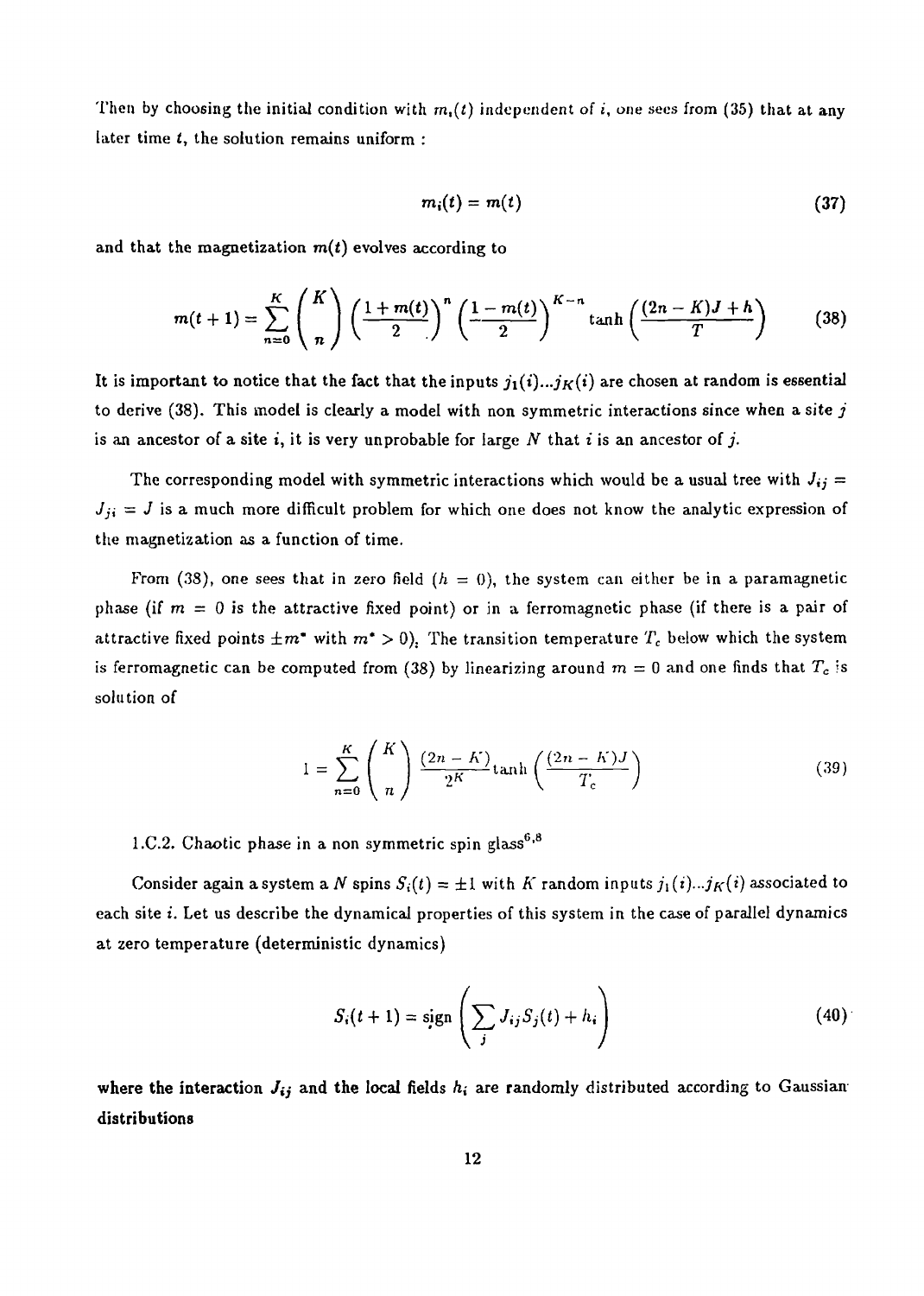Then by choosing the initial condition with $m_i(t)$ independent of $i$, one sees from (35) that at any later time $t$, the solution remains uniform :

$$m_i(t) = m(t) \tag{37}$$

and that the magnetization $m(t)$ evolves according to

$$m(t+1) = \sum_{n=0}^{K} \binom{K}{n} \left(\frac{1+m(t)}{2}\right)^n \left(\frac{1-m(t)}{2}\right)^{K-n} \tanh\left(\frac{(2n-K)J+h}{T}\right) \tag{38}$$

It is important to notice that the fact that the inputs $j_1(i)...j_K(i)$ are chosen at random is essential to derive (38). This model is clearly a model with non symmetric interactions since when a site $j$ is an ancestor of a site $i$, it is very unprobable for large $N$ that $i$ is an ancestor of $j$.

The corresponding model with symmetric interactions which would be a usual tree with $J_{ij} = J_{ji} = J$ is a much more difficult problem for which one does not know the analytic expression of the magnetization as a function of time.

From (38), one sees that in zero field ($h = 0$), the system can either be in a paramagnetic phase (if $m = 0$ is the attractive fixed point) or in a ferromagnetic phase (if there is a pair of attractive fixed points $\pm m^*$ with $m^* > 0$). The transition temperature $T_c$ below which the system is ferromagnetic can be computed from (38) by linearizing around $m = 0$ and one finds that $T_c$ is solution of

$$1 = \sum_{n=0}^{K} \binom{K}{n} \frac{(2n-K)}{2^K} \tanh\left(\frac{(2n-K)J}{T_c}\right) \tag{39}$$

1.C.2. Chaotic phase in a non symmetric spin glass[6,8]

Consider again a system a $N$ spins $S_i(t) = \pm 1$ with $K$ random inputs $j_1(i)...j_K(i)$ associated to each site $i$. Let us describe the dynamical properties of this system in the case of parallel dynamics at zero temperature (deterministic dynamics)

$$S_i(t+1) = \text{sign}\left(\sum_j J_{ij} S_j(t) + h_i\right) \tag{40}$$

where the interaction $J_{ij}$ and the local fields $h_i$ are randomly distributed according to Gaussian distributions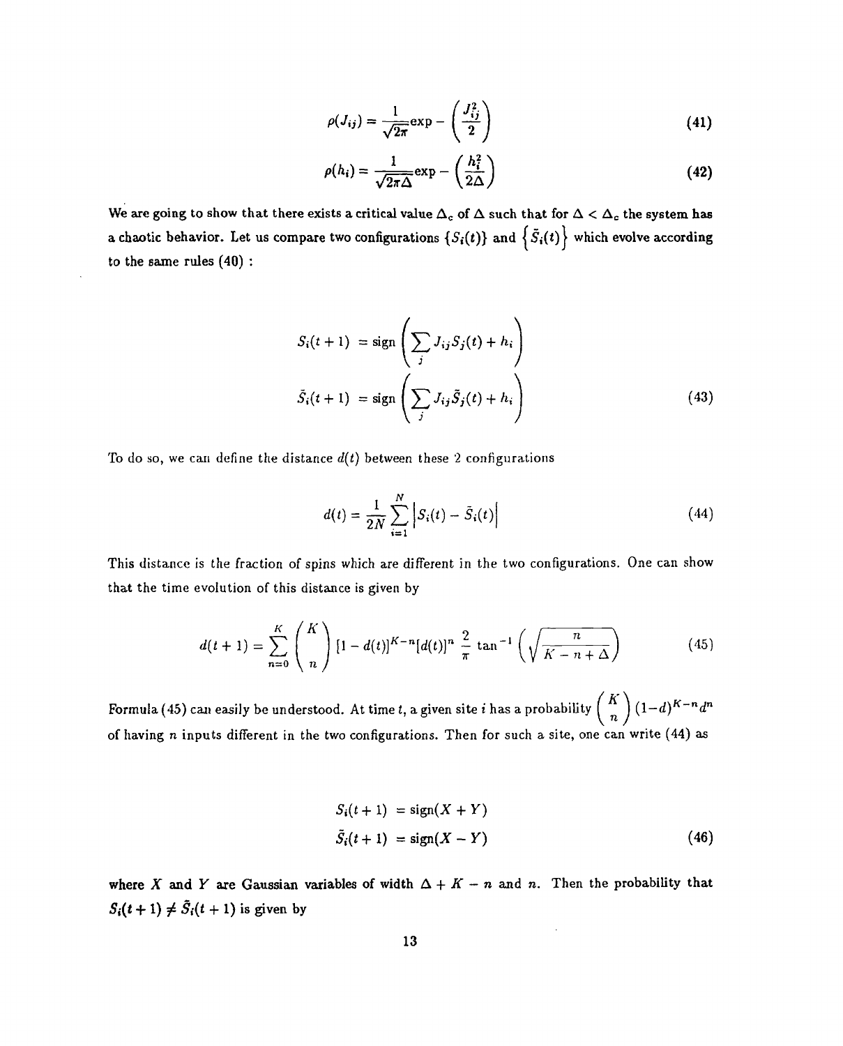$$\rho(J_{ij}) = \frac{1}{\sqrt{2\pi}} \exp - \left( \frac{J_{ij}^2}{2} \right) \tag{41}$$

$$\rho(h_i) = \frac{1}{\sqrt{2\pi\Delta}} \exp - \left( \frac{h_i^2}{2\Delta} \right) \tag{42}$$

We are going to show that there exists a critical value $\Delta_c$ of $\Delta$ such that for $\Delta < \Delta_c$ the system has a chaotic behavior. Let us compare two configurations $\{S_i(t)\}$ and $\{\tilde{S}_i(t)\}$ which evolve according to the same rules (40) :

$$\begin{aligned} S_i(t+1) &= \text{sign}\left( \sum_j J_{ij} S_j(t) + h_i \right) \\ \tilde{S}_i(t+1) &= \text{sign}\left( \sum_j J_{ij} \tilde{S}_j(t) + h_i \right) \end{aligned} \tag{43}$$

To do so, we can define the distance $d(t)$ between these 2 configurations

$$d(t) = \frac{1}{2N} \sum_{i=1}^{N} \left| S_i(t) - \tilde{S}_i(t) \right| \tag{44}$$

This distance is the fraction of spins which are different in the two configurations. One can show that the time evolution of this distance is given by

$$d(t+1) = \sum_{n=0}^{K} \binom{K}{n} [1 - d(t)]^{K-n} [d(t)]^n \, \frac{2}{\pi} \tan^{-1} \left( \sqrt{\frac{n}{K - n + \Delta}} \right) \tag{45}$$

Formula (45) can easily be understood. At time $t$, a given site $i$ has a probability $\binom{K}{n} (1-d)^{K-n} d^n$ of having $n$ inputs different in the two configurations. Then for such a site, one can write (44) as

$$\begin{aligned} S_i(t+1) &= \text{sign}(X + Y) \\ \tilde{S}_i(t+1) &= \text{sign}(X - Y) \end{aligned} \tag{46}$$

where $X$ and $Y$ are Gaussian variables of width $\Delta + K - n$ and $n$. Then the probability that $S_i(t+1) \neq \tilde{S}_i(t+1)$ is given by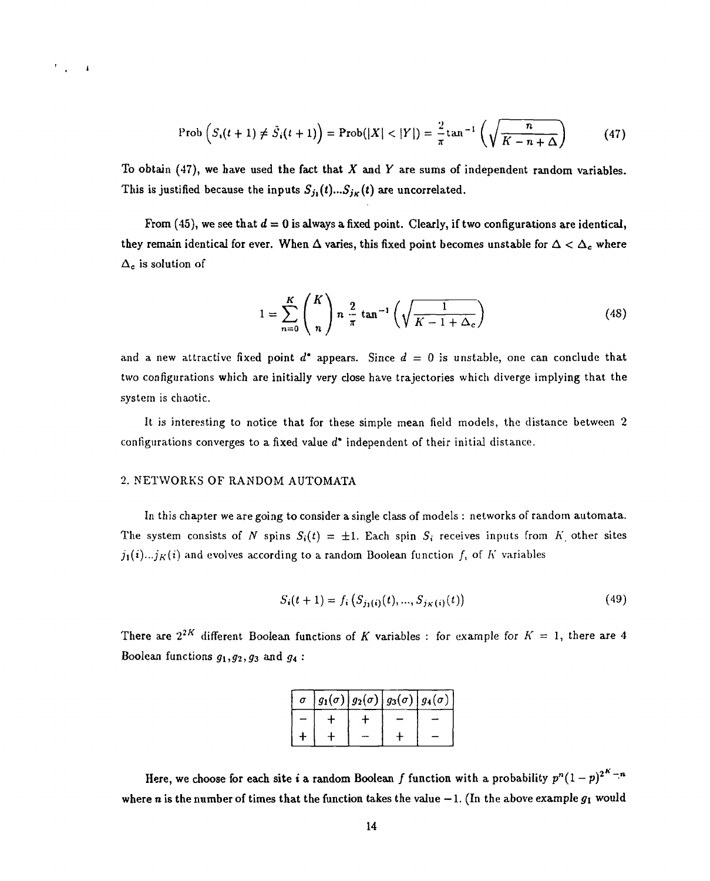$$\text{Prob}\left(S_i(t+1) \neq \tilde{S}_i(t+1)\right) = \text{Prob}(|X| < |Y|) = \frac{2}{\pi}\tan^{-1}\left(\sqrt{\frac{n}{K-n+\Delta}}\right) \tag{47}$$

To obtain (47), we have used the fact that $X$ and $Y$ are sums of independent random variables. This is justified because the inputs $S_{j_1}(t)...S_{j_K}(t)$ are uncorrelated.

From (45), we see that $d = 0$ is always a fixed point. Clearly, if two configurations are identical, they remain identical for ever. When $\Delta$ varies, this fixed point becomes unstable for $\Delta < \Delta_c$ where $\Delta_c$ is solution of

$$1 = \sum_{n=0}^{K} \binom{K}{n} n \, \frac{2}{\pi} \tan^{-1}\left(\sqrt{\frac{1}{K-1+\Delta_c}}\right) \tag{48}$$

and a new attractive fixed point $d^*$ appears. Since $d = 0$ is unstable, one can conclude that two configurations which are initially very close have trajectories which diverge implying that the system is chaotic.

It is interesting to notice that for these simple mean field models, the distance between 2 configurations converges to a fixed value $d^*$ independent of their initial distance.

## 2. NETWORKS OF RANDOM AUTOMATA

In this chapter we are going to consider a single class of models : networks of random automata. The system consists of $N$ spins $S_i(t) = \pm 1$. Each spin $S_i$ receives inputs from $K$ other sites $j_1(i)...j_K(i)$ and evolves according to a random Boolean function $f_i$ of $K$ variables

$$S_i(t+1) = f_i\left(S_{j_1(i)}(t), ..., S_{j_K(i)}(t)\right) \tag{49}$$

There are $2^{2^K}$ different Boolean functions of $K$ variables : for example for $K = 1$, there are 4 Boolean functions $g_1, g_2, g_3$ and $g_4$ :

| $\sigma$ | $g_1(\sigma)$ | $g_2(\sigma)$ | $g_3(\sigma)$ | $g_4(\sigma)$ |
|---|---|---|---|---|
| $-$ | $+$ | $+$ | $-$ | $-$ |
| $+$ | $+$ | $-$ | $+$ | $-$ |

Here, we choose for each site $i$ a random Boolean $f$ function with a probability $p^n(1-p)^{2^K-n}$ where $n$ is the number of times that the function takes the value $-1$. (In the above example $g_1$ would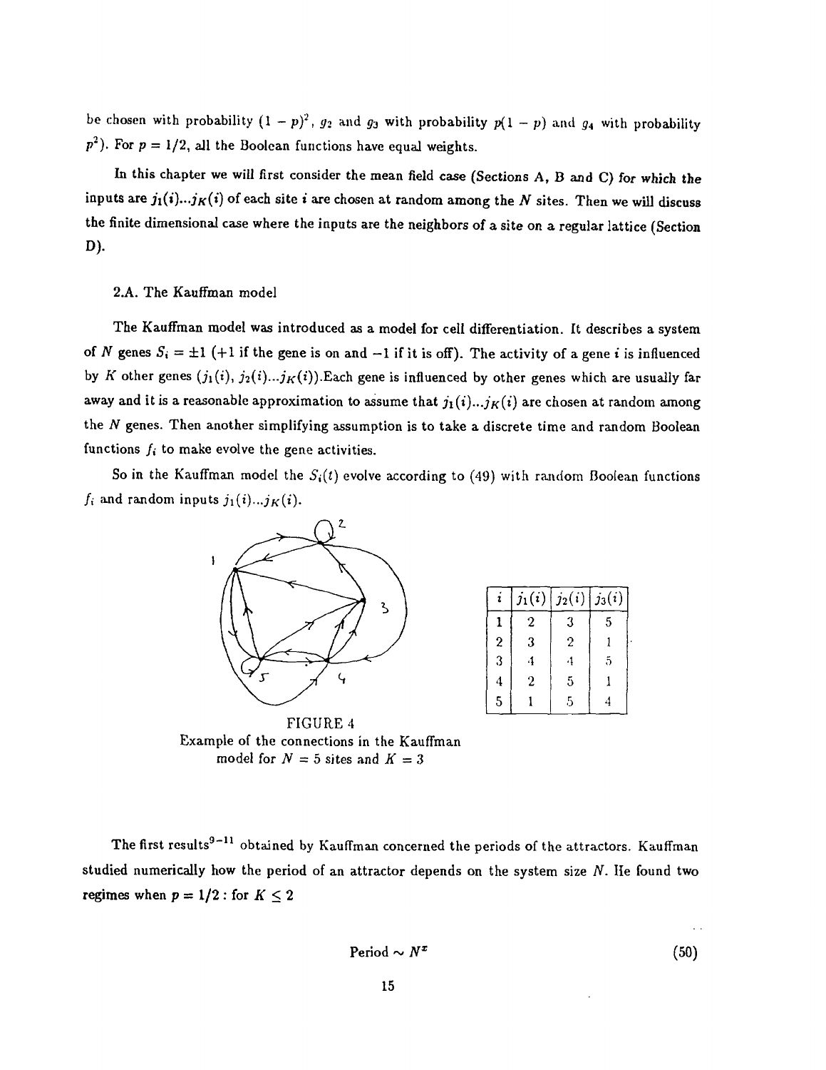be chosen with probability $(1-p)^2$, $g_2$ and $g_3$ with probability $p(1-p)$ and $g_4$ with probability $p^2$). For $p = 1/2$, all the Boolean functions have equal weights.

In this chapter we will first consider the mean field case (Sections A, B and C) for which the inputs are $j_1(i)...j_K(i)$ of each site $i$ are chosen at random among the $N$ sites. Then we will discuss the finite dimensional case where the inputs are the neighbors of a site on a regular lattice (Section D).

## 2.A. The Kauffman model

The Kauffman model was introduced as a model for cell differentiation. It describes a system of $N$ genes $S_i = \pm 1$ (+1 if the gene is on and −1 if it is off). The activity of a gene $i$ is influenced by $K$ other genes $(j_1(i), j_2(i)...j_K(i))$.Each gene is influenced by other genes which are usually far away and it is a reasonable approximation to assume that $j_1(i)...j_K(i)$ are chosen at random among the $N$ genes. Then another simplifying assumption is to take a discrete time and random Boolean functions $f_i$ to make evolve the gene activities.

So in the Kauffman model the $S_i(t)$ evolve according to (49) with random Boolean functions $f_i$ and random inputs $j_1(i)...j_K(i)$.

| $i$ | $j_1(i)$ | $j_2(i)$ | $j_3(i)$ |
|---|---|---|---|
| 1 | 2 | 3 | 5 |
| 2 | 3 | 2 | 1 |
| 3 | 4 | 4 | 5 |
| 4 | 2 | 5 | 1 |
| 5 | 1 | 5 | 4 |

FIGURE 4
Example of the connections in the Kauffman model for $N = 5$ sites and $K = 3$

The first results[9–11] obtained by Kauffman concerned the periods of the attractors. Kauffman studied numerically how the period of an attractor depends on the system size $N$. He found two regimes when $p = 1/2$ : for $K \leq 2$

$$\text{Period} \sim N^x \tag{50}$$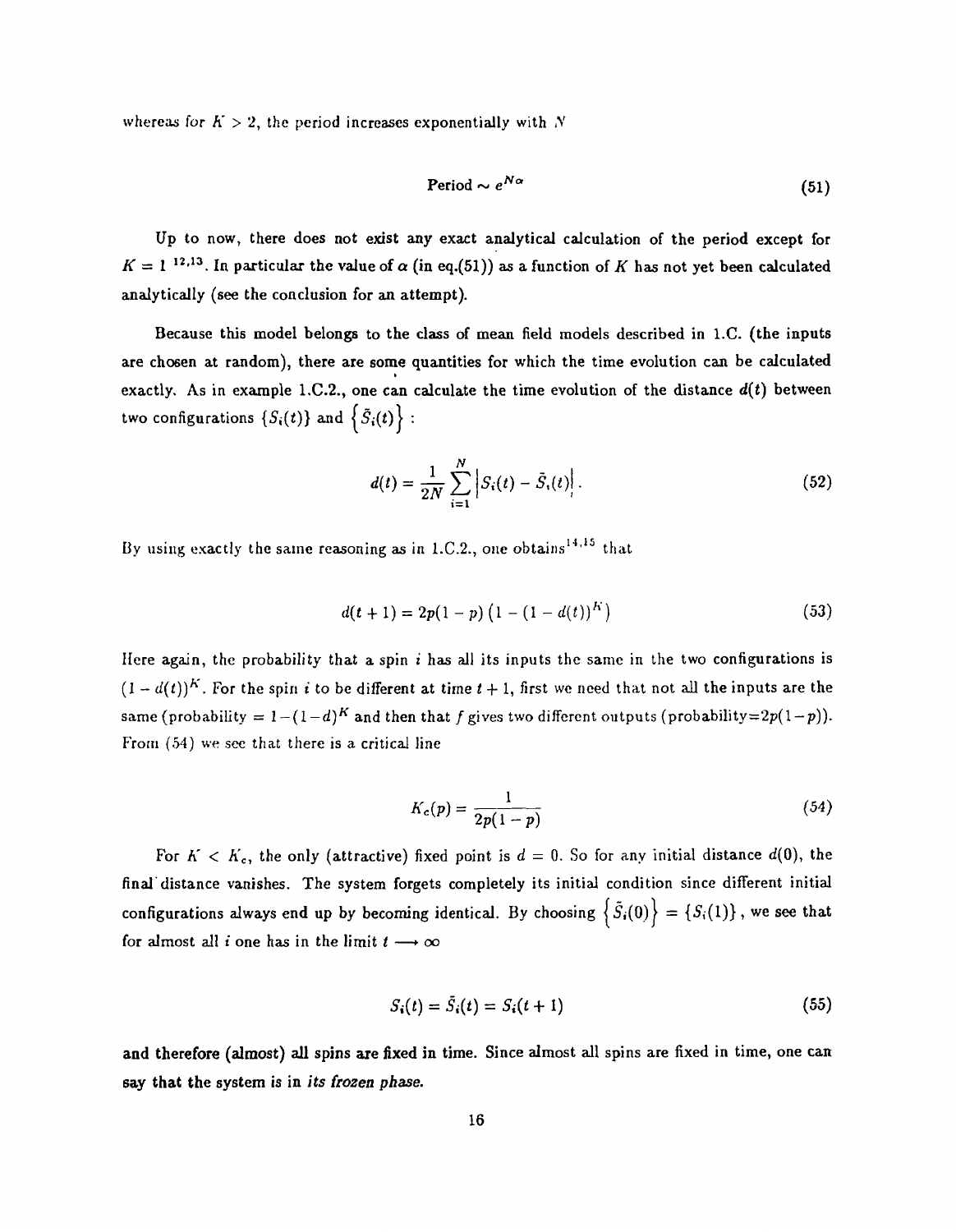whereas for $K > 2$, the period increases exponentially with $N$

$$\text{Period} \sim e^{N\alpha} \tag{51}$$

Up to now, there does not exist any exact analytical calculation of the period except for $K = 1$ [12,13]. In particular the value of $\alpha$ (in eq.(51)) as a function of $K$ has not yet been calculated analytically (see the conclusion for an attempt).

Because this model belongs to the class of mean field models described in 1.C. (the inputs are chosen at random), there are some quantities for which the time evolution can be calculated exactly. As in example 1.C.2., one can calculate the time evolution of the distance $d(t)$ between two configurations $\{S_i(t)\}$ and $\{\tilde{S}_i(t)\}$ :

$$d(t) = \frac{1}{2N} \sum_{i=1}^{N} \left| S_i(t) - \tilde{S}_i(t) \right| . \tag{52}$$

By using exactly the same reasoning as in 1.C.2., one obtains[14,15] that

$$d(t+1) = 2p(1-p)\left(1 - (1 - d(t))^K\right) \tag{53}$$

Here again, the probability that a spin $i$ has all its inputs the same in the two configurations is $(1 - d(t))^K$. For the spin $i$ to be different at time $t+1$, first we need that not all the inputs are the same (probability $= 1-(1-d)^K$ and then that $f$ gives two different outputs (probability$=2p(1-p)$). From (54) we see that there is a critical line

$$K_c(p) = \frac{1}{2p(1-p)} \tag{54}$$

For $K < K_c$, the only (attractive) fixed point is $d = 0$. So for any initial distance $d(0)$, the final distance vanishes. The system forgets completely its initial condition since different initial configurations always end up by becoming identical. By choosing $\{\tilde{S}_i(0)\} = \{S_i(1)\}$, we see that for almost all $i$ one has in the limit $t \longrightarrow \infty$

$$S_i(t) = \tilde{S}_i(t) = S_i(t+1) \tag{55}$$

and therefore (almost) all spins are fixed in time. Since almost all spins are fixed in time, one can say that the system is in *its frozen phase.*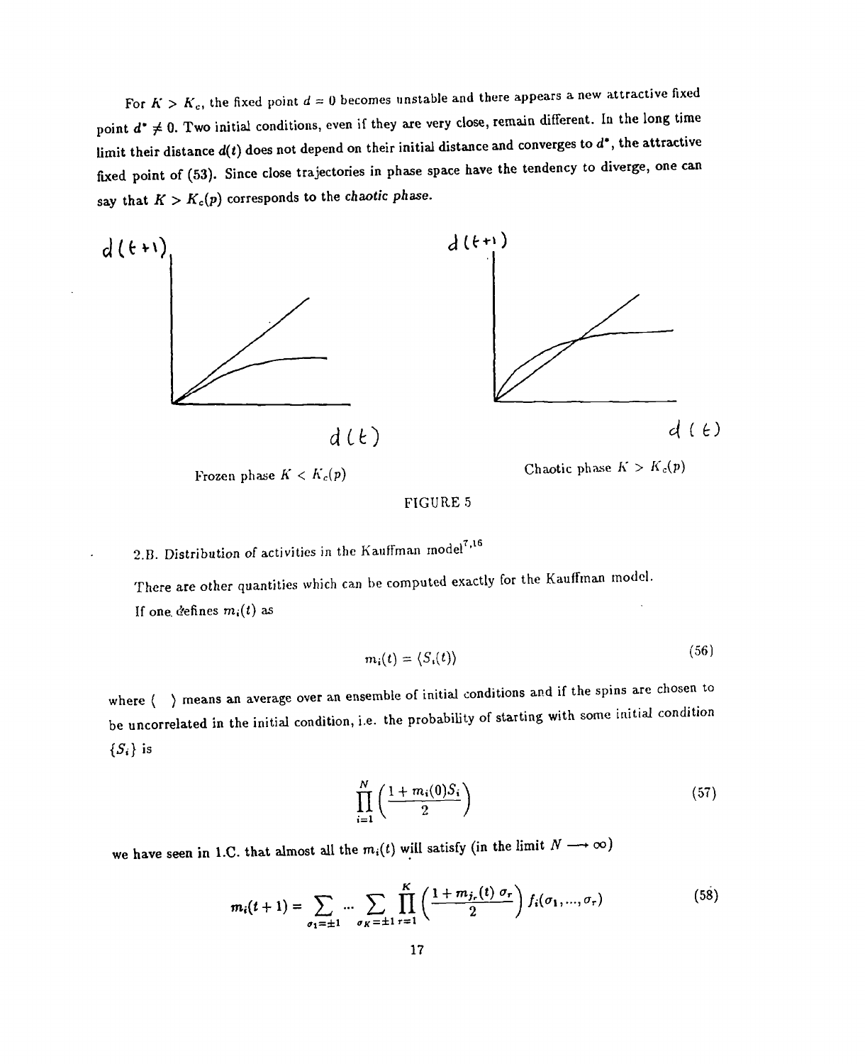For $K > K_c$, the fixed point $d = 0$ becomes unstable and there appears a new attractive fixed point $d^* \neq 0$. Two initial conditions, even if they are very close, remain different. In the long time limit their distance $d(t)$ does not depend on their initial distance and converges to $d^*$, the attractive fixed point of (53). Since close trajectories in phase space have the tendency to diverge, one can say that $K > K_c(p)$ corresponds to the *chaotic phase*.

Frozen phase $K < K_c(p)$

Chaotic phase $K > K_c(p)$

FIGURE 5

2.B. Distribution of activities in the Kauffman model[7,16]

There are other quantities which can be computed exactly for the Kauffman model.

If one defines $m_i(t)$ as

$$m_i(t) = \langle S_i(t) \rangle \tag{56}$$

where $\langle \quad \rangle$ means an average over an ensemble of initial conditions and if the spins are chosen to be uncorrelated in the initial condition, i.e. the probability of starting with some initial condition $\{S_i\}$ is

$$\prod_{i=1}^{N} \left( \frac{1 + m_i(0) S_i}{2} \right) \tag{57}$$

we have seen in 1.C. that almost all the $m_i(t)$ will satisfy (in the limit $N \longrightarrow \infty$)

$$m_i(t+1) = \sum_{\sigma_1 = \pm 1} \cdots \sum_{\sigma_K = \pm 1} \prod_{r=1}^{K} \left( \frac{1 + m_{j_r}(t)\, \sigma_r}{2} \right) f_i(\sigma_1, \ldots, \sigma_r) \tag{58}$$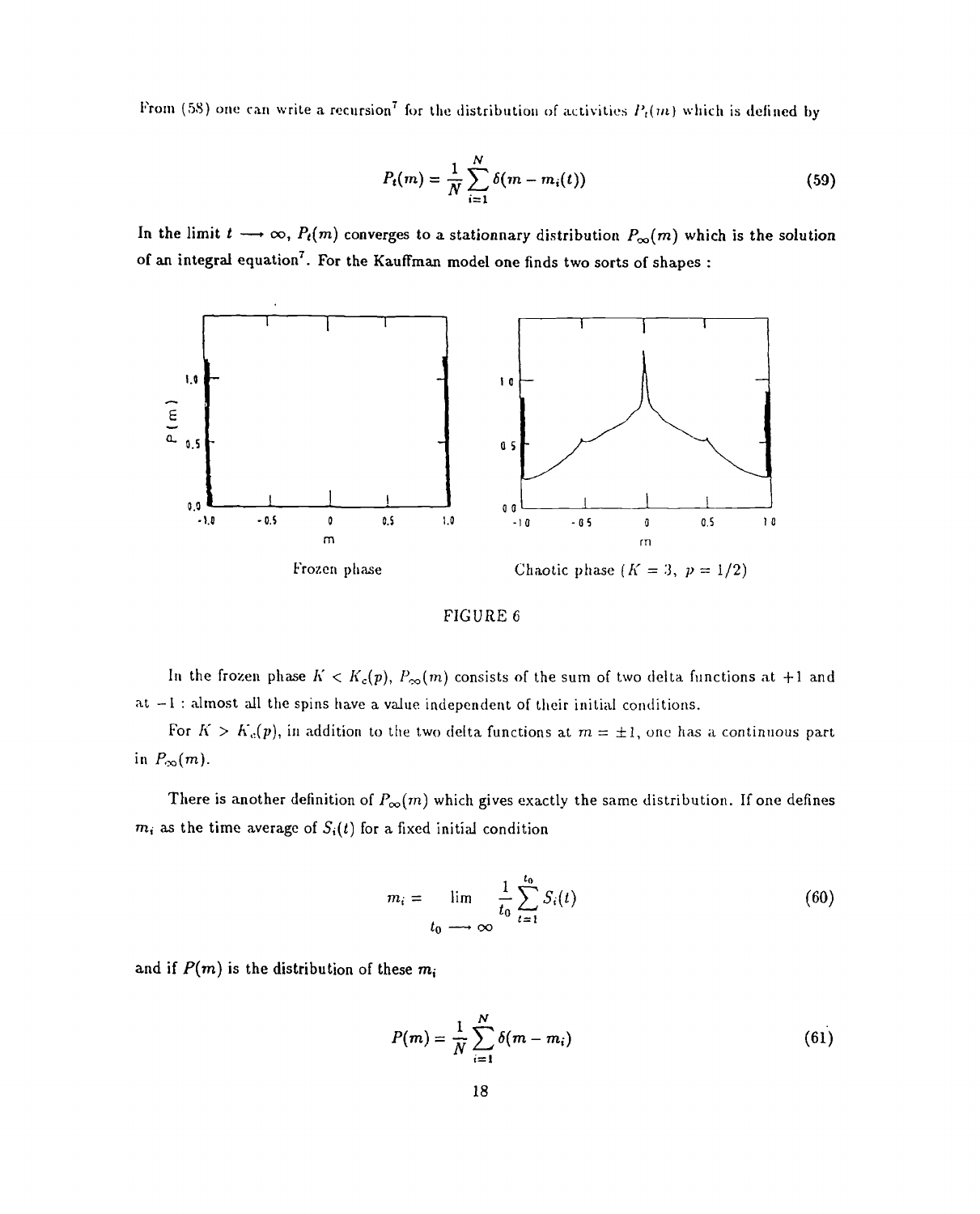From (58) one can write a recursion[7] for the distribution of activities $P_t(m)$ which is defined by

$$P_t(m) = \frac{1}{N} \sum_{i=1}^{N} \delta(m - m_i(t)) \tag{59}$$

In the limit $t \longrightarrow \infty$, $P_t(m)$ converges to a stationnary distribution $P_\infty(m)$ which is the solution of an integral equation[7]. For the Kauffman model one finds two sorts of shapes :

Frozen phase

Chaotic phase ($K = 3$, $p = 1/2$)

FIGURE 6

In the frozen phase $K < K_c(p)$, $P_\infty(m)$ consists of the sum of two delta functions at $+1$ and at $-1$ : almost all the spins have a value independent of their initial conditions.

For $K > K_c(p)$, in addition to the two delta functions at $m = \pm 1$, one has a continuous part in $P_\infty(m)$.

There is another definition of $P_\infty(m)$ which gives exactly the same distribution. If one defines $m_i$ as the time average of $S_i(t)$ for a fixed initial condition

$$m_i = \lim_{t_0 \longrightarrow \infty} \frac{1}{t_0} \sum_{t=1}^{t_0} S_i(t) \tag{60}$$

and if $P(m)$ is the distribution of these $m_i$

$$P(m) = \frac{1}{N} \sum_{i=1}^{N} \delta(m - m_i) \tag{61}$$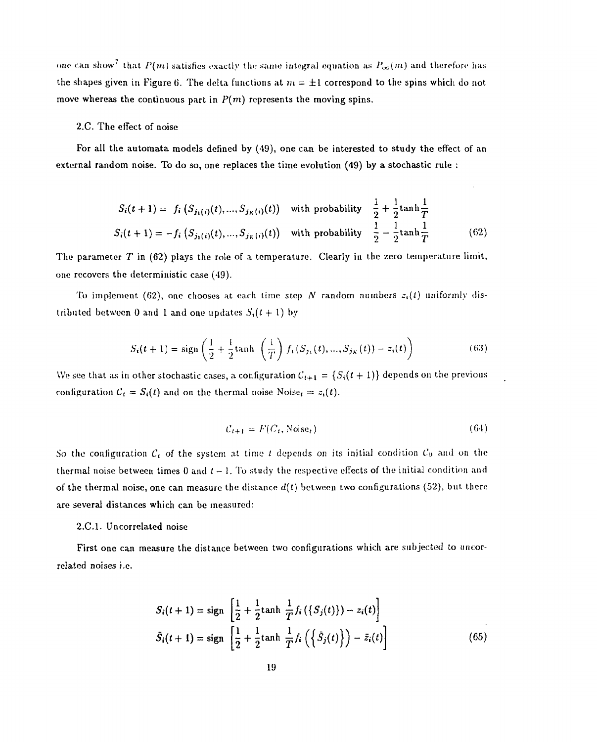one can show[7] that $P(m)$ satisfies exactly the same integral equation as $P_\infty(m)$ and therefore has the shapes given in Figure 6. The delta functions at $m = \pm 1$ correspond to the spins which do not move whereas the continuous part in $P(m)$ represents the moving spins.

### 2.C. The effect of noise

For all the automata models defined by (49), one can be interested to study the effect of an external random noise. To do so, one replaces the time evolution (49) by a stochastic rule :

$$
\begin{aligned}
S_i(t+1) &= f_i\left(S_{j_1(i)}(t), ..., S_{j_K(i)}(t)\right) \quad \text{with probability} \quad \frac{1}{2} + \frac{1}{2}\tanh\frac{1}{T} \\
S_i(t+1) &= -f_i\left(S_{j_1(i)}(t), ..., S_{j_K(i)}(t)\right) \quad \text{with probability} \quad \frac{1}{2} - \frac{1}{2}\tanh\frac{1}{T}
\end{aligned}
\tag{62}
$$

The parameter $T$ in (62) plays the role of a temperature. Clearly in the zero temperature limit, one recovers the deterministic case (49).

To implement (62), one chooses at each time step $N$ random numbers $z_i(t)$ uniformly distributed between 0 and 1 and one updates $S_i(t+1)$ by

$$
S_i(t+1) = \text{sign}\left(\frac{1}{2} + \frac{1}{2}\tanh\left(\frac{1}{T}\right) f_i\left(S_{j_1}(t), ..., S_{j_K}(t)\right) - z_i(t)\right) \tag{63}
$$

We see that as in other stochastic cases, a configuration $C_{t+1} = \{S_i(t+1)\}$ depends on the previous configuration $C_t = S_i(t)$ and on the thermal noise $\text{Noise}_t = z_i(t)$.

$$
C_{t+1} = F(C_t, \text{Noise}_t) \tag{64}
$$

So the configuration $C_t$ of the system at time $t$ depends on its initial condition $C_0$ and on the thermal noise between times 0 and $t-1$. To study the respective effects of the initial condition and of the thermal noise, one can measure the distance $d(t)$ between two configurations (52), but there are several distances which can be measured:

#### 2.C.1. Uncorrelated noise

First one can measure the distance between two configurations which are subjected to uncorrelated noises i.e.

$$
\begin{aligned}
S_i(t+1) &= \text{sign}\left[\frac{1}{2} + \frac{1}{2}\tanh\frac{1}{T} f_i\left(\{S_j(t)\}\right) - z_i(t)\right] \\
\tilde{S}_i(t+1) &= \text{sign}\left[\frac{1}{2} + \frac{1}{2}\tanh\frac{1}{T} f_i\left(\left\{\tilde{S}_j(t)\right\}\right) - \tilde{z}_i(t)\right]
\end{aligned}
\tag{65}
$$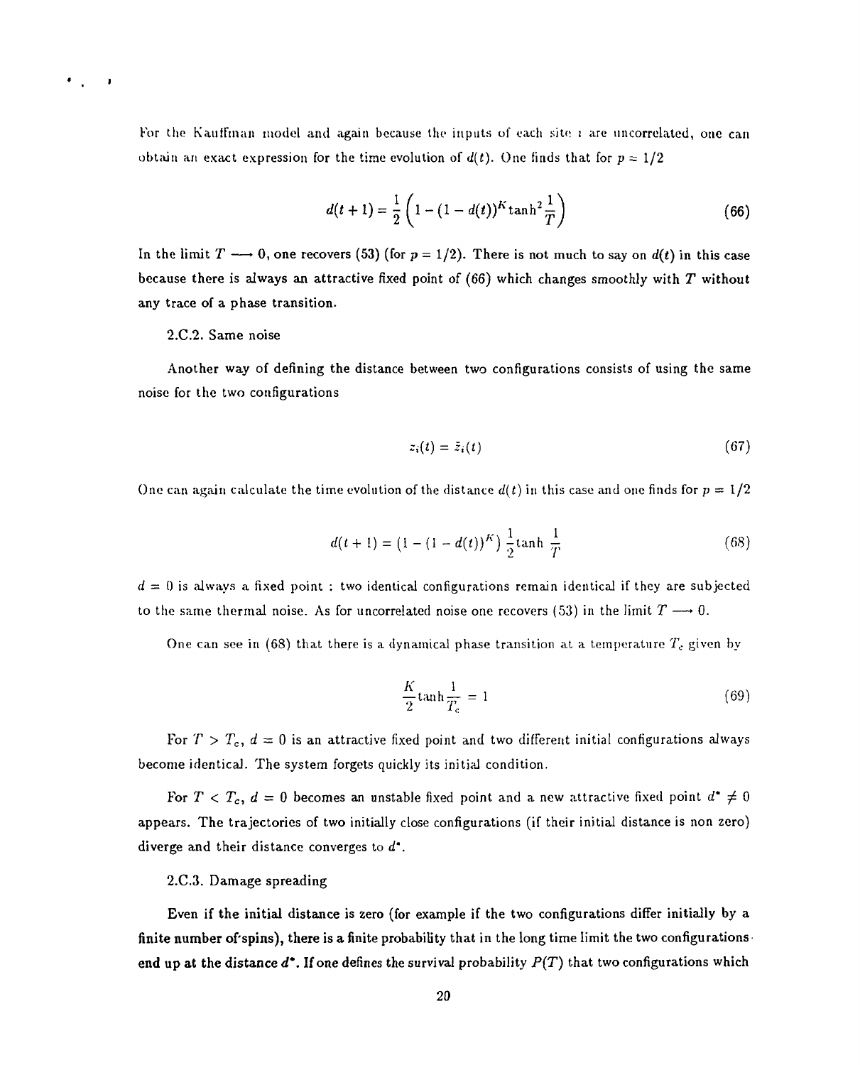For the Kauffman model and again because the inputs of each site $i$ are uncorrelated, one can obtain an exact expression for the time evolution of $d(t)$. One finds that for $p = 1/2$

$$d(t+1) = \frac{1}{2}\left(1 - (1 - d(t))^K \tanh^2 \frac{1}{T}\right) \tag{66}$$

In the limit $T \longrightarrow 0$, one recovers (53) (for $p = 1/2$). There is not much to say on $d(t)$ in this case because there is always an attractive fixed point of (66) which changes smoothly with $T$ without any trace of a phase transition.

2.C.2. Same noise

Another way of defining the distance between two configurations consists of using the same noise for the two configurations

$$z_i(t) = \tilde{z}_i(t) \tag{67}$$

One can again calculate the time evolution of the distance $d(t)$ in this case and one finds for $p = 1/2$

$$d(t+1) = \left(1 - (1 - d(t))^K\right) \frac{1}{2} \tanh \frac{1}{T} \tag{68}$$

$d = 0$ is always a fixed point : two identical configurations remain identical if they are subjected to the same thermal noise. As for uncorrelated noise one recovers (53) in the limit $T \longrightarrow 0$.

One can see in (68) that there is a dynamical phase transition at a temperature $T_c$ given by

$$\frac{K}{2} \tanh \frac{1}{T_c} = 1 \tag{69}$$

For $T > T_c$, $d = 0$ is an attractive fixed point and two different initial configurations always become identical. The system forgets quickly its initial condition.

For $T < T_c$, $d = 0$ becomes an unstable fixed point and a new attractive fixed point $d^* \neq 0$ appears. The trajectories of two initially close configurations (if their initial distance is non zero) diverge and their distance converges to $d^*$.

2.C.3. Damage spreading

Even if the initial distance is zero (for example if the two configurations differ initially by a finite number of spins), there is a finite probability that in the long time limit the two configurations end up at the distance $d^*$. If one defines the survival probability $P(T)$ that two configurations which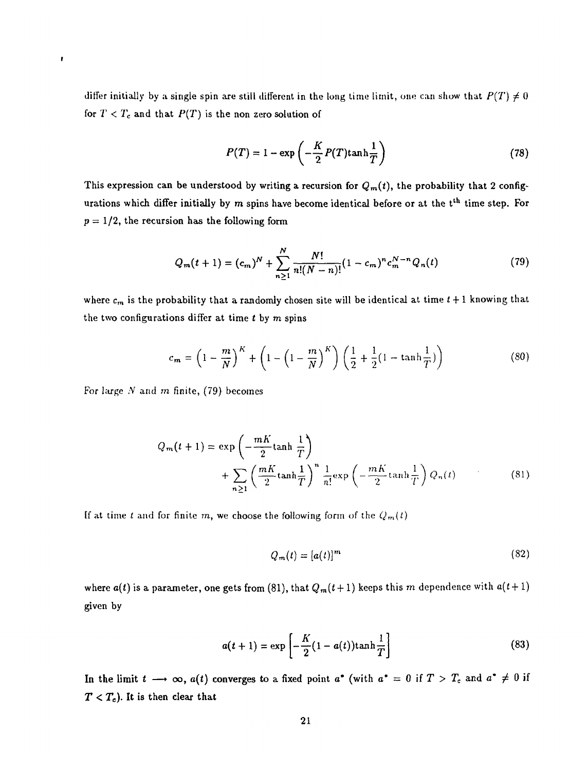differ initially by a single spin are still different in the long time limit, one can show that $P(T) \neq 0$ for $T < T_c$ and that $P(T)$ is the non zero solution of

$$P(T) = 1 - \exp\left(-\frac{K}{2}P(T)\tanh\frac{1}{T}\right) \tag{78}$$

This expression can be understood by writing a recursion for $Q_m(t)$, the probability that 2 configurations which differ initially by $m$ spins have become identical before or at the $t^{\text{th}}$ time step. For $p = 1/2$, the recursion has the following form

$$Q_m(t+1) = (c_m)^N + \sum_{n \geq 1}^{N} \frac{N!}{n!(N-n)!}(1-c_m)^n c_m^{N-n} Q_n(t) \tag{79}$$

where $c_m$ is the probability that a randomly chosen site will be identical at time $t+1$ knowing that the two configurations differ at time $t$ by $m$ spins

$$c_m = \left(1 - \frac{m}{N}\right)^K + \left(1 - \left(1 - \frac{m}{N}\right)^K\right)\left(\frac{1}{2} + \frac{1}{2}(1 - \tanh\frac{1}{T})\right) \tag{80}$$

For large $N$ and $m$ finite, (79) becomes

$$\begin{aligned} Q_m(t+1) = & \exp\left(-\frac{mK}{2}\tanh\frac{1}{T}\right) \\ & + \sum_{n \geq 1}\left(\frac{mK}{2}\tanh\frac{1}{T}\right)^n \frac{1}{n!}\exp\left(-\frac{mK}{2}\tanh\frac{1}{T}\right) Q_n(t) \end{aligned} \tag{81}$$

If at time $t$ and for finite $m$, we choose the following form of the $Q_m(t)$

$$Q_m(t) = [a(t)]^m \tag{82}$$

where $a(t)$ is a parameter, one gets from (81), that $Q_m(t+1)$ keeps this $m$ dependence with $a(t+1)$ given by

$$a(t+1) = \exp\left[-\frac{K}{2}(1 - a(t))\tanh\frac{1}{T}\right] \tag{83}$$

In the limit $t \longrightarrow \infty$, $a(t)$ converges to a fixed point $a^*$ (with $a^* = 0$ if $T > T_c$ and $a^* \neq 0$ if $T < T_c$). It is then clear that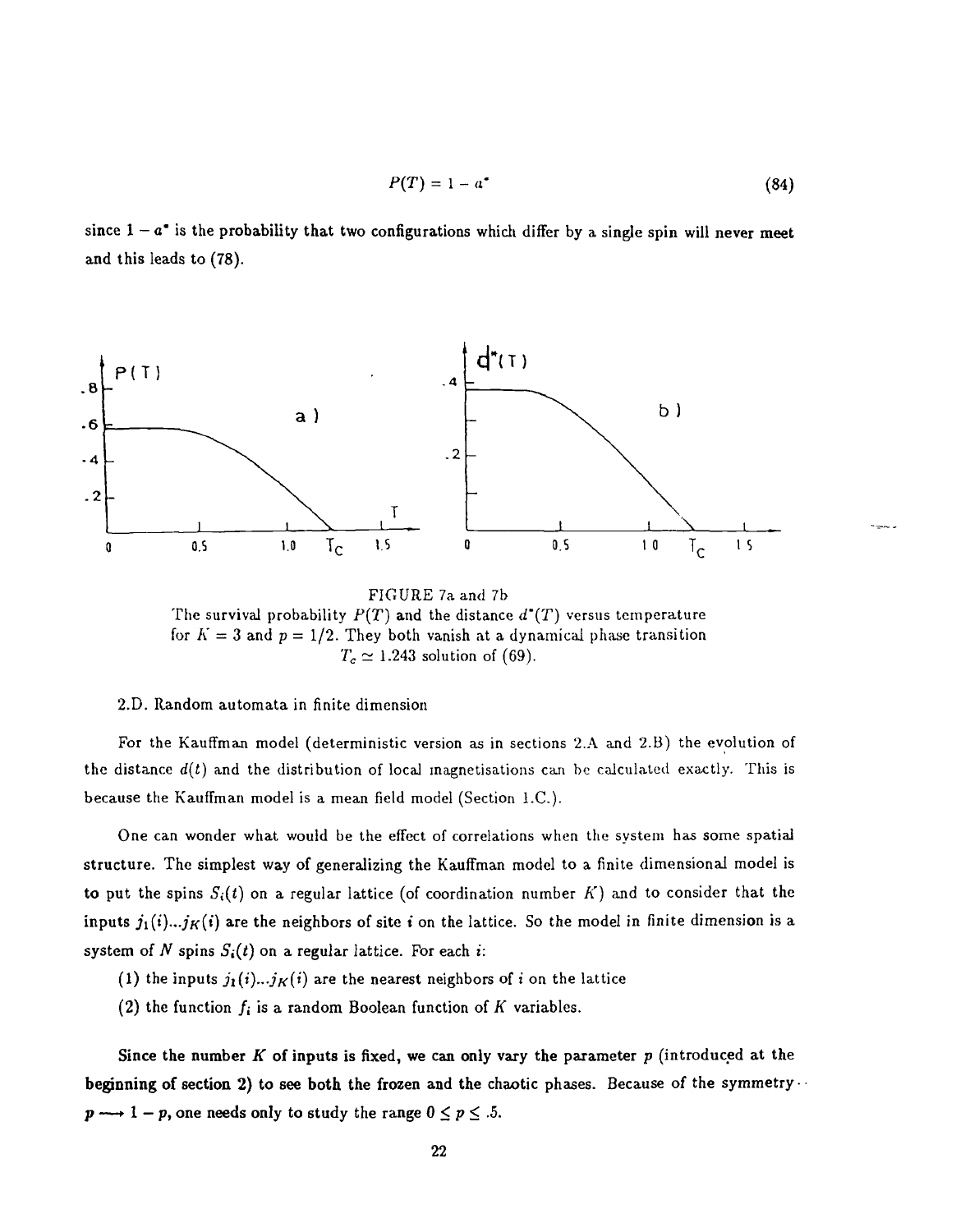$$P(T) = 1 - a^* \tag{84}$$

since $1 - a^*$ is the probability that two configurations which differ by a single spin will never meet and this leads to (78).

FIGURE 7a and 7b
The survival probability $P(T)$ and the distance $d^*(T)$ versus temperature for $K = 3$ and $p = 1/2$. They both vanish at a dynamical phase transition $T_c \simeq 1.243$ solution of (69).

2.D. Random automata in finite dimension

For the Kauffman model (deterministic version as in sections 2.A and 2.B) the evolution of the distance $d(t)$ and the distribution of local magnetisations can be calculated exactly. This is because the Kauffman model is a mean field model (Section 1.C.).

One can wonder what would be the effect of correlations when the system has some spatial structure. The simplest way of generalizing the Kauffman model to a finite dimensional model is to put the spins $S_i(t)$ on a regular lattice (of coordination number $K$) and to consider that the inputs $j_1(i)...j_K(i)$ are the neighbors of site $i$ on the lattice. So the model in finite dimension is a system of $N$ spins $S_i(t)$ on a regular lattice. For each $i$:

(1) the inputs $j_1(i)...j_K(i)$ are the nearest neighbors of $i$ on the lattice

(2) the function $f_i$ is a random Boolean function of $K$ variables.

**Since the number $K$ of inputs is fixed, we can only vary the parameter $p$ (introduced at the beginning of section 2) to see both the frozen and the chaotic phases.** Because of the symmetry $p \longrightarrow 1 - p$, one needs only to study the range $0 \leq p \leq .5$.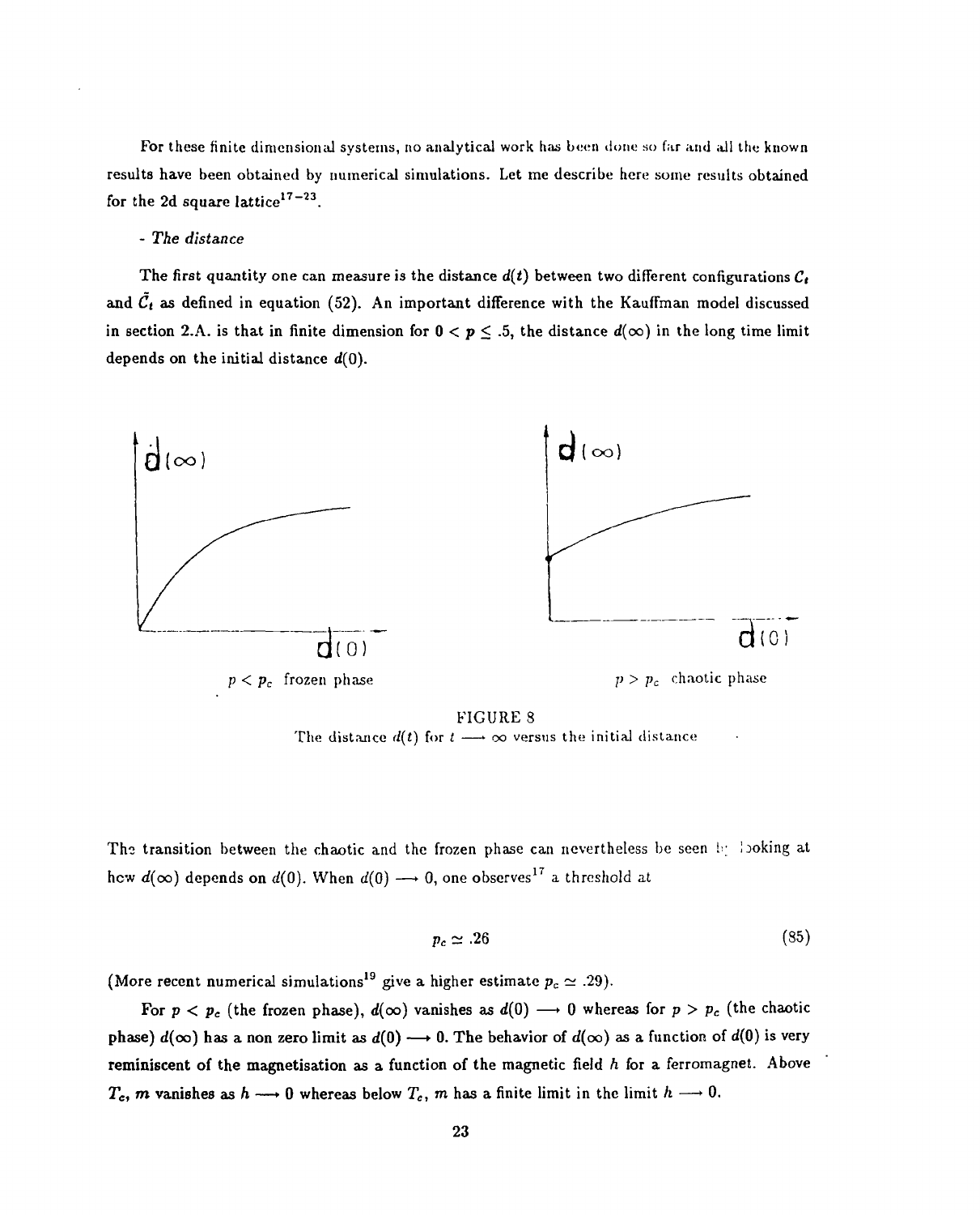For these finite dimensional systems, no analytical work has been done so far and all the known results have been obtained by numerical simulations. Let me describe here some results obtained for the 2d square lattice[17-23].

- *The distance*

The first quantity one can measure is the distance $d(t)$ between two different configurations $C_t$ and $\tilde{C}_t$ as defined in equation (52). An important difference with the Kauffman model discussed in section 2.A. is that in finite dimension for $0 < p \leq .5$, the distance $d(\infty)$ in the long time limit depends on the initial distance $d(0)$.

$p < p_c$ frozen phase $\qquad\qquad$ $p > p_c$ chaotic phase

FIGURE 8

The distance $d(t)$ for $t \longrightarrow \infty$ versus the initial distance

The transition between the chaotic and the frozen phase can nevertheless be seen by looking at how $d(\infty)$ depends on $d(0)$. When $d(0) \longrightarrow 0$, one observes[17] a threshold at

$$p_c \simeq .26 \tag{85}$$

(More recent numerical simulations[19] give a higher estimate $p_c \simeq .29$).

For $p < p_c$ (the frozen phase), $d(\infty)$ vanishes as $d(0) \longrightarrow 0$ whereas for $p > p_c$ (the chaotic phase) $d(\infty)$ has a non zero limit as $d(0) \longrightarrow 0$. The behavior of $d(\infty)$ as a function of $d(0)$ is very reminiscent of the magnetisation as a function of the magnetic field $h$ for a ferromagnet. Above $T_c$, $m$ vanishes as $h \longrightarrow 0$ whereas below $T_c$, $m$ has a finite limit in the limit $h \longrightarrow 0$.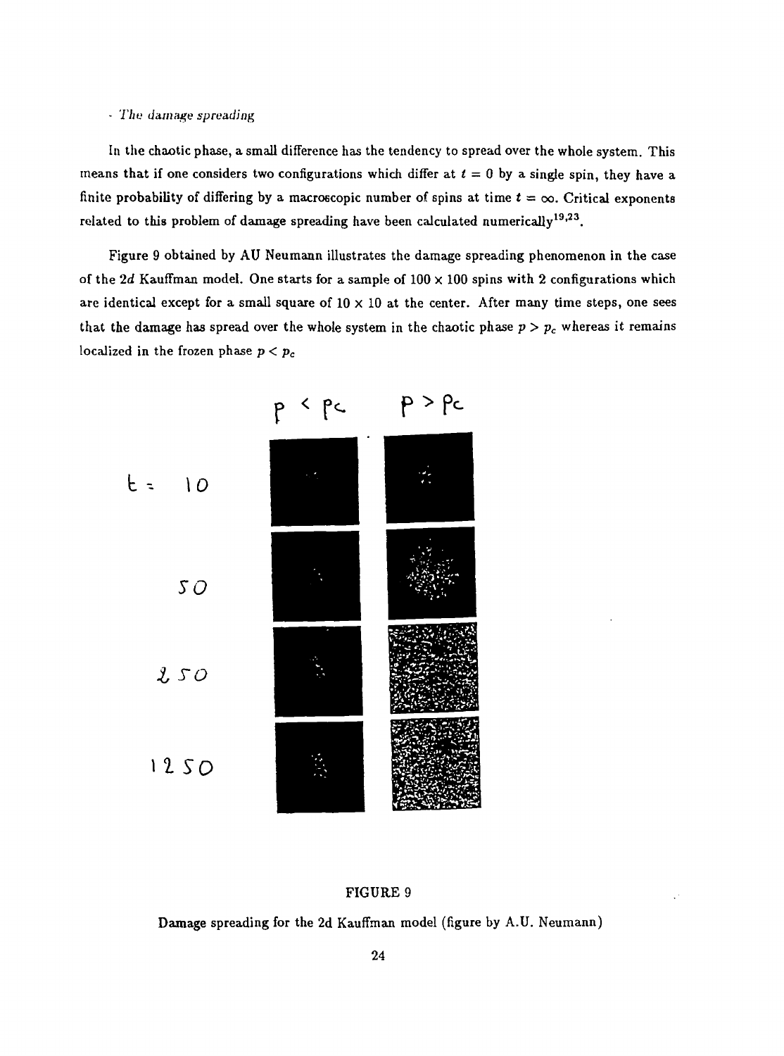- *The damage spreading*

In the chaotic phase, a small difference has the tendency to spread over the whole system. This means that if one considers two configurations which differ at $t = 0$ by a single spin, they have a finite probability of differing by a macroscopic number of spins at time $t = \infty$. Critical exponents related to this problem of damage spreading have been calculated numerically[19,23].

Figure 9 obtained by AU Neumann illustrates the damage spreading phenomenon in the case of the 2$d$ Kauffman model. One starts for a sample of $100 \times 100$ spins with 2 configurations which are identical except for a small square of $10 \times 10$ at the center. After many time steps, one sees that the damage has spread over the whole system in the chaotic phase $p > p_c$ whereas it remains localized in the frozen phase $p < p_c$

FIGURE 9

Damage spreading for the 2d Kauffman model (figure by A.U. Neumann)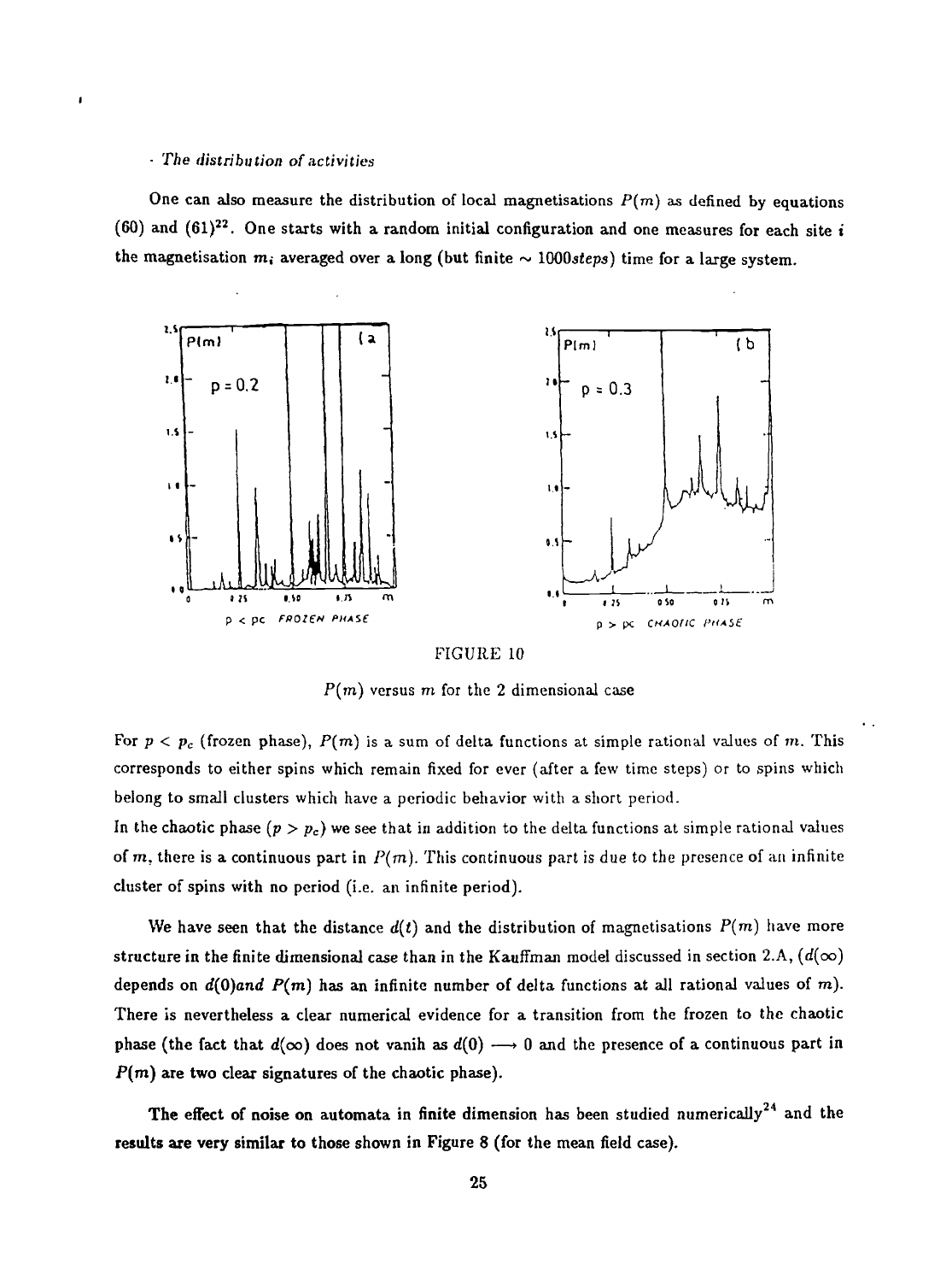*- The distribution of activities*

One can also measure the distribution of local magnetisations $P(m)$ as defined by equations (60) and (61)[22]. One starts with a random initial configuration and one measures for each site $i$ the magnetisation $m_i$ averaged over a long (but finite $\sim 1000 steps$) time for a large system.

FIGURE 10

$P(m)$ versus $m$ for the 2 dimensional case

For $p < p_c$ (frozen phase), $P(m)$ is a sum of delta functions at simple rational values of $m$. This corresponds to either spins which remain fixed for ever (after a few time steps) or to spins which belong to small clusters which have a periodic behavior with a short period.

In the chaotic phase ($p > p_c$) we see that in addition to the delta functions at simple rational values of $m$, there is a continuous part in $P(m)$. This continuous part is due to the presence of an infinite cluster of spins with no period (i.e. an infinite period).

We have seen that the distance $d(t)$ and the distribution of magnetisations $P(m)$ have more structure in the finite dimensional case than in the Kauffman model discussed in section 2.A, ($d(\infty)$ depends on $d(0)$*and* $P(m)$ has an infinite number of delta functions at all rational values of $m$). There is nevertheless a clear numerical evidence for a transition from the frozen to the chaotic phase (the fact that $d(\infty)$ does not vanih as $d(0) \longrightarrow 0$ and the presence of a continuous part in $P(m)$ are two clear signatures of the chaotic phase).

The effect of noise on automata in finite dimension has been studied numerically[24] and the results are very similar to those shown in Figure 8 (for the mean field case).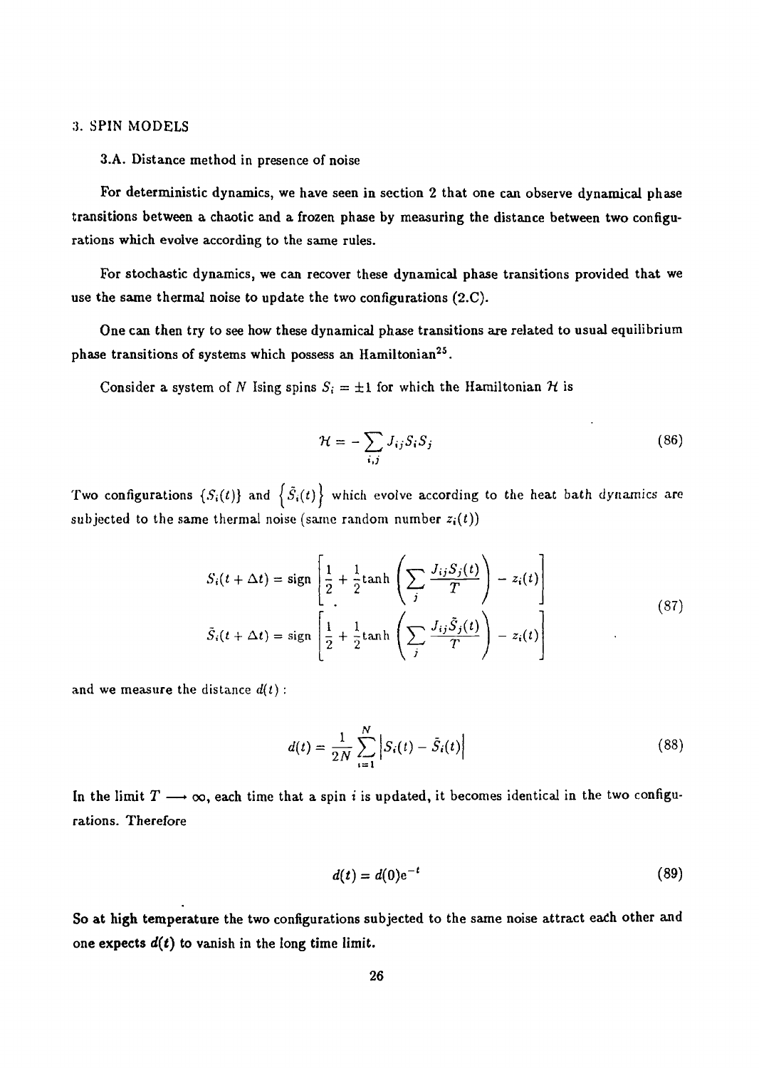## 3. SPIN MODELS

### 3.A. Distance method in presence of noise

For deterministic dynamics, we have seen in section 2 that one can observe dynamical phase transitions between a chaotic and a frozen phase by measuring the distance between two configurations which evolve according to the same rules.

For stochastic dynamics, we can recover these dynamical phase transitions provided that we use the same thermal noise to update the two configurations (2.C).

One can then try to see how these dynamical phase transitions are related to usual equilibrium phase transitions of systems which possess an Hamiltonian[25].

Consider a system of $N$ Ising spins $S_i = \pm 1$ for which the Hamiltonian $\mathcal{H}$ is

$$\mathcal{H} = -\sum_{i,j} J_{ij} S_i S_j \tag{86}$$

Two configurations $\{S_i(t)\}$ and $\{\tilde{S}_i(t)\}$ which evolve according to the heat bath dynamics are subjected to the same thermal noise (same random number $z_i(t)$)

$$\begin{aligned}
S_i(t+\Delta t) &= \text{sign}\left[\frac{1}{2} + \frac{1}{2}\tanh\left(\sum_j \frac{J_{ij} S_j(t)}{T}\right) - z_i(t)\right] \\
\tilde{S}_i(t+\Delta t) &= \text{sign}\left[\frac{1}{2} + \frac{1}{2}\tanh\left(\sum_j \frac{J_{ij} \tilde{S}_j(t)}{T}\right) - z_i(t)\right]
\end{aligned} \tag{87}$$

and we measure the distance $d(t)$ :

$$d(t) = \frac{1}{2N} \sum_{i=1}^{N} \left| S_i(t) - \tilde{S}_i(t) \right| \tag{88}$$

In the limit $T \longrightarrow \infty$, each time that a spin $i$ is updated, it becomes identical in the two configurations. Therefore

$$d(t) = d(0) e^{-t} \tag{89}$$

**So at high temperature the two configurations subjected to the same noise attract each other and one expects $d(t)$ to vanish in the long time limit.**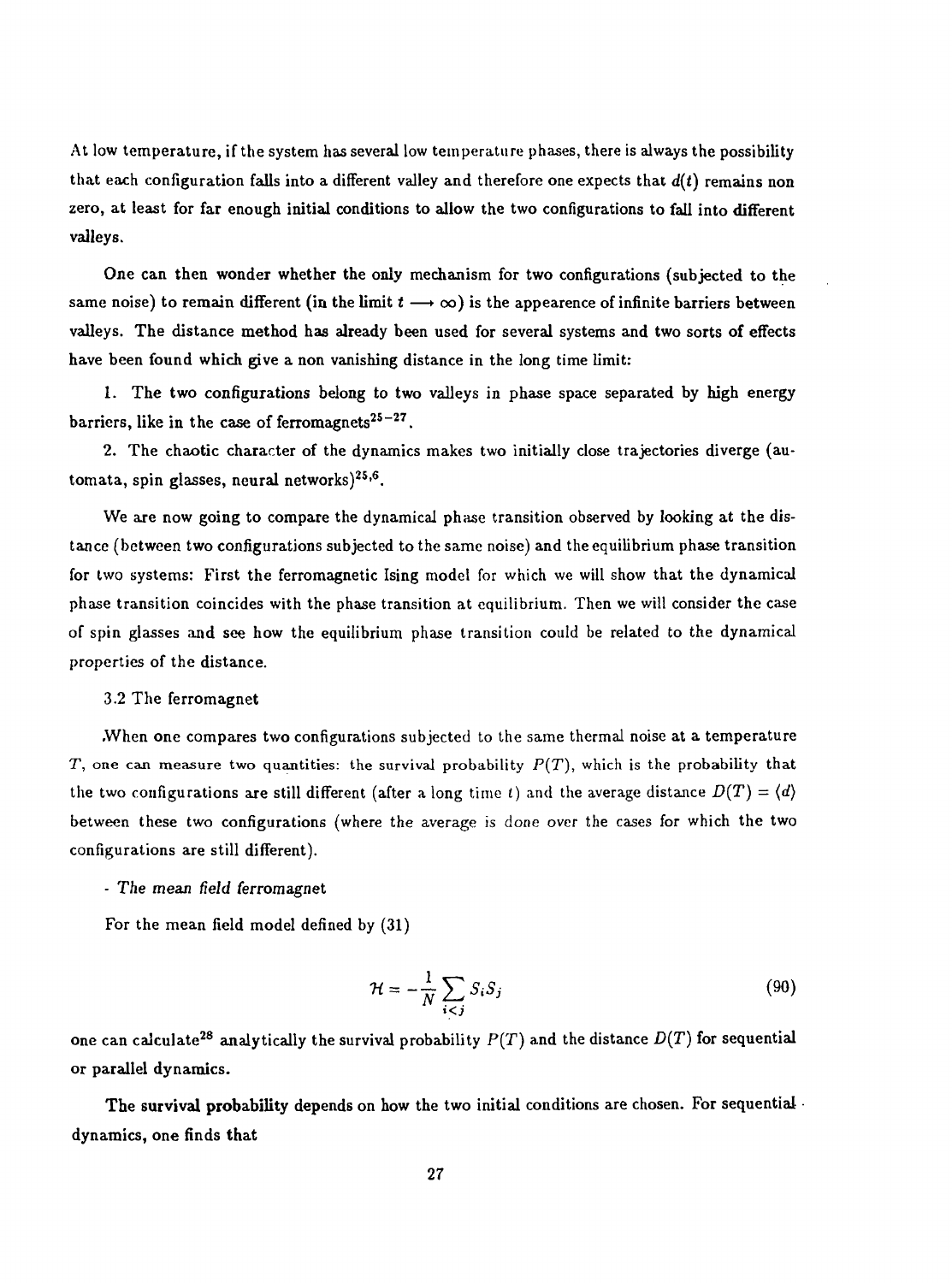At low temperature, if the system has several low temperature phases, there is always the possibility that each configuration falls into a different valley and therefore one expects that $d(t)$ remains non zero, at least for far enough initial conditions to allow the two configurations to fall into different valleys.

One can then wonder whether the only mechanism for two configurations (subjected to the same noise) to remain different (in the limit $t \longrightarrow \infty$) is the appearence of infinite barriers between valleys. The distance method has already been used for several systems and two sorts of effects have been found which give a non vanishing distance in the long time limit:

1. The two configurations belong to two valleys in phase space separated by high energy barriers, like in the case of ferromagnets[25-27].

2. The chaotic character of the dynamics makes two initially close trajectories diverge (automata, spin glasses, neural networks)[25,6].

We are now going to compare the dynamical phase transition observed by looking at the distance (between two configurations subjected to the same noise) and the equilibrium phase transition for two systems: First the ferromagnetic Ising model for which we will show that the dynamical phase transition coincides with the phase transition at equilibrium. Then we will consider the case of spin glasses and see how the equilibrium phase transition could be related to the dynamical properties of the distance.

### 3.2 The ferromagnet

When one compares two configurations subjected to the same thermal noise at a temperature $T$, one can measure two quantities: the survival probability $P(T)$, which is the probability that the two configurations are still different (after a long time $t$) and the average distance $D(T) = \langle d \rangle$ between these two configurations (where the average is done over the cases for which the two configurations are still different).

- *The mean field ferromagnet*

For the mean field model defined by (31)

$$\mathcal{H} = -\frac{1}{N} \sum_{i<j} S_i S_j \tag{90}$$

one can calculate[28] analytically the survival probability $P(T)$ and the distance $D(T)$ for sequential or parallel dynamics.

**The survival probability** depends on how the two initial conditions are chosen. For sequential dynamics, one finds that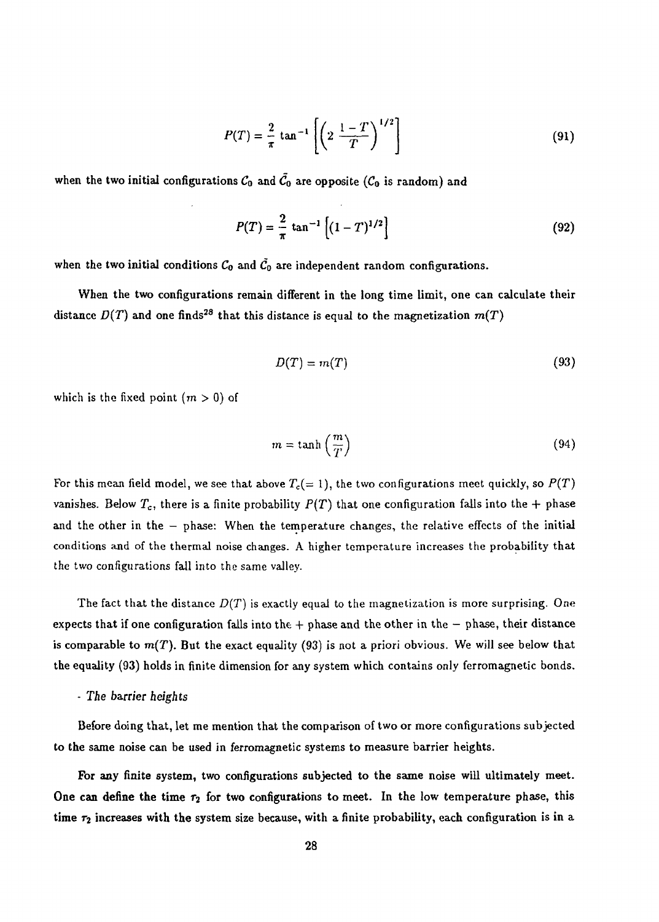$$P(T) = \frac{2}{\pi} \tan^{-1} \left[ \left( 2 \, \frac{1-T}{T} \right)^{1/2} \right] \tag{91}$$

when the two initial configurations $\mathcal{C}_0$ and $\tilde{\mathcal{C}}_0$ are opposite ($\mathcal{C}_0$ is random) and

$$P(T) = \frac{2}{\pi} \tan^{-1} \left[ (1-T)^{1/2} \right] \tag{92}$$

when the two initial conditions $\mathcal{C}_0$ and $\tilde{\mathcal{C}}_0$ are independent random configurations.

When the two configurations remain different in the long time limit, one can calculate their distance $D(T)$ and one finds[28] that this distance is equal to the magnetization $m(T)$

$$D(T) = m(T) \tag{93}$$

which is the fixed point ($m > 0$) of

$$m = \tanh \left( \frac{m}{T} \right) \tag{94}$$

For this mean field model, we see that above $T_c (= 1)$, the two configurations meet quickly, so $P(T)$ vanishes. Below $T_c$, there is a finite probability $P(T)$ that one configuration falls into the + phase and the other in the − phase: When the temperature changes, the relative effects of the initial conditions and of the thermal noise changes. A higher temperature increases the probability that the two configurations fall into the same valley.

The fact that the distance $D(T)$ is exactly equal to the magnetization is more surprising. One expects that if one configuration falls into the + phase and the other in the − phase, their distance is comparable to $m(T)$. But the exact equality (93) is not a priori obvious. We will see below that the equality (93) holds in finite dimension for any system which contains only ferromagnetic bonds.

- *The barrier heights*

Before doing that, let me mention that the comparison of two or more configurations subjected to the same noise can be used in ferromagnetic systems to measure barrier heights.

For any finite system, two configurations subjected to the same noise will ultimately meet. One can define the time $\tau_2$ for two configurations to meet. In the low temperature phase, this time $\tau_2$ increases with the system size because, with a finite probability, each configuration is in a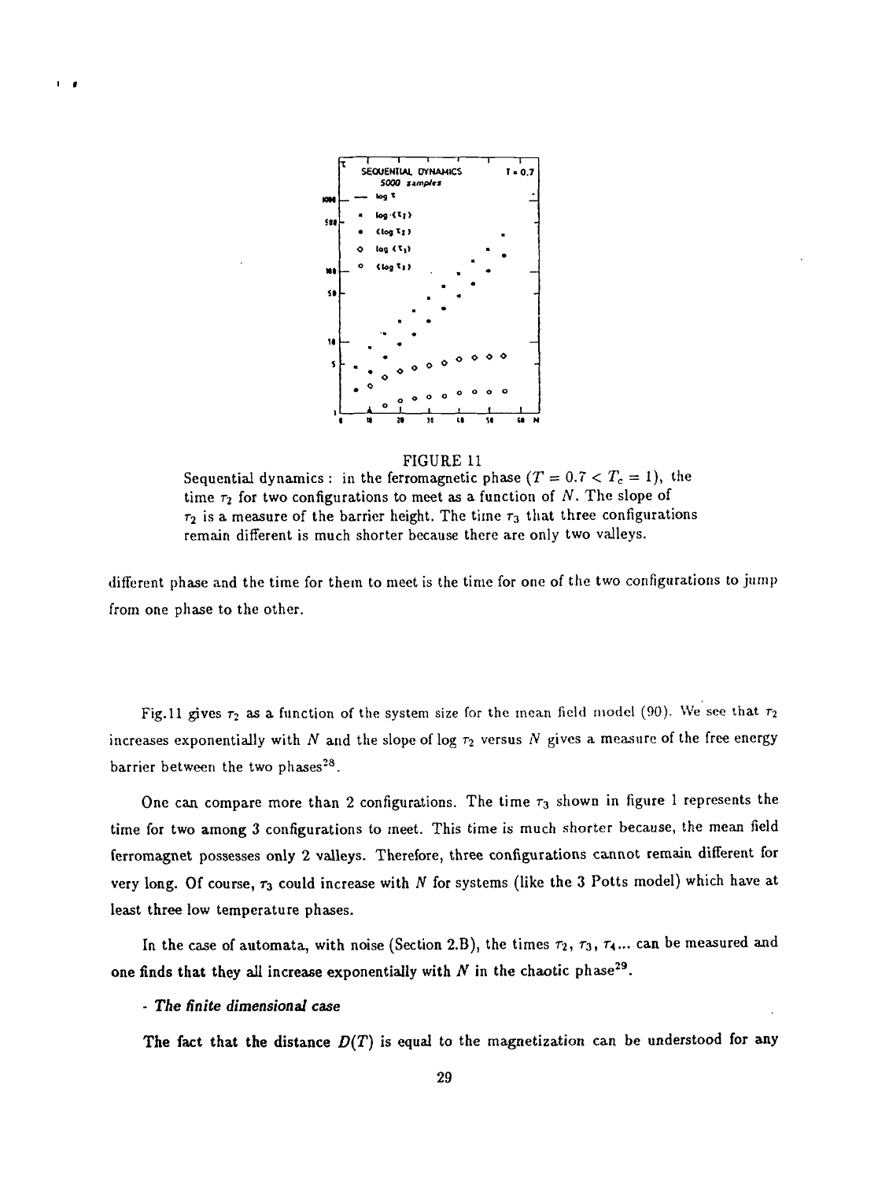FIGURE 11

Sequential dynamics : in the ferromagnetic phase ($T = 0.7 < T_c = 1$), the time $\tau_2$ for two configurations to meet as a function of $N$. The slope of $\tau_2$ is a measure of the barrier height. The time $\tau_3$ that three configurations remain different is much shorter because there are only two valleys.

different phase and the time for them to meet is the time for one of the two configurations to jump from one phase to the other.

Fig.11 gives $\tau_2$ as a function of the system size for the mean field model (90). We see that $\tau_2$ increases exponentially with $N$ and the slope of $\log \tau_2$ versus $N$ gives a measure of the free energy barrier between the two phases[28].

One can compare more than 2 configurations. The time $\tau_3$ shown in figure 1 represents the time for two among 3 configurations to meet. This time is much shorter because, the mean field ferromagnet possesses only 2 valleys. Therefore, three configurations cannot remain different for very long. Of course, $\tau_3$ could increase with $N$ for systems (like the 3 Potts model) which have at least three low temperature phases.

In the case of automata, with noise (Section 2.B), the times $\tau_2$, $\tau_3$, $\tau_4$... can be measured and one finds that they all increase exponentially with $N$ in the chaotic phase[29].

- ***The finite dimensional case***

**The fact that the distance $D(T)$ is equal to the magnetization can be understood for any**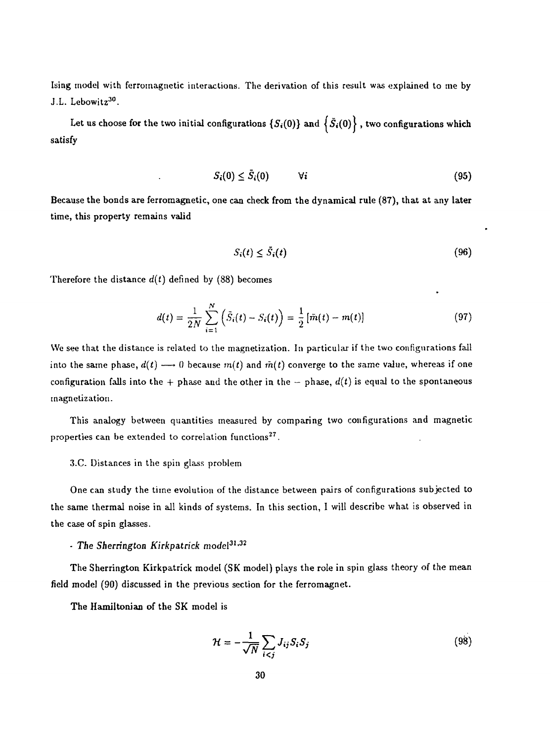Ising model with ferromagnetic interactions. The derivation of this result was explained to me by J.L. Lebowitz[30].

Let us choose for the two initial configurations $\{S_i(0)\}$ and $\left\{\tilde{S}_i(0)\right\}$, two configurations which satisfy

$$S_i(0) \leq \tilde{S}_i(0) \qquad \forall i \tag{95}$$

Because the bonds are ferromagnetic, one can check from the dynamical rule (87), that at any later time, this property remains valid

$$S_i(t) \leq \tilde{S}_i(t) \tag{96}$$

Therefore the distance $d(t)$ defined by (88) becomes

$$d(t) = \frac{1}{2N} \sum_{i=1}^{N} \left( \tilde{S}_i(t) - S_i(t) \right) = \frac{1}{2} \left[ \tilde{m}(t) - m(t) \right] \tag{97}$$

We see that the distance is related to the magnetization. In particular if the two configurations fall into the same phase, $d(t) \longrightarrow 0$ because $m(t)$ and $\tilde{m}(t)$ converge to the same value, whereas if one configuration falls into the $+$ phase and the other in the $-$ phase, $d(t)$ is equal to the spontaneous magnetization.

This analogy between quantities measured by comparing two configurations and magnetic properties can be extended to correlation functions[27].

3.C. Distances in the spin glass problem

One can study the time evolution of the distance between pairs of configurations subjected to the same thermal noise in all kinds of systems. In this section, I will describe what is observed in the case of spin glasses.

- *The Sherrington Kirkpatrick model*[31,32]

The Sherrington Kirkpatrick model (SK model) plays the role in spin glass theory of the mean field model (90) discussed in the previous section for the ferromagnet.

The Hamiltonian of the SK model is

$$\mathcal{H} = -\frac{1}{\sqrt{N}} \sum_{i<j} J_{ij} S_i S_j \tag{98}$$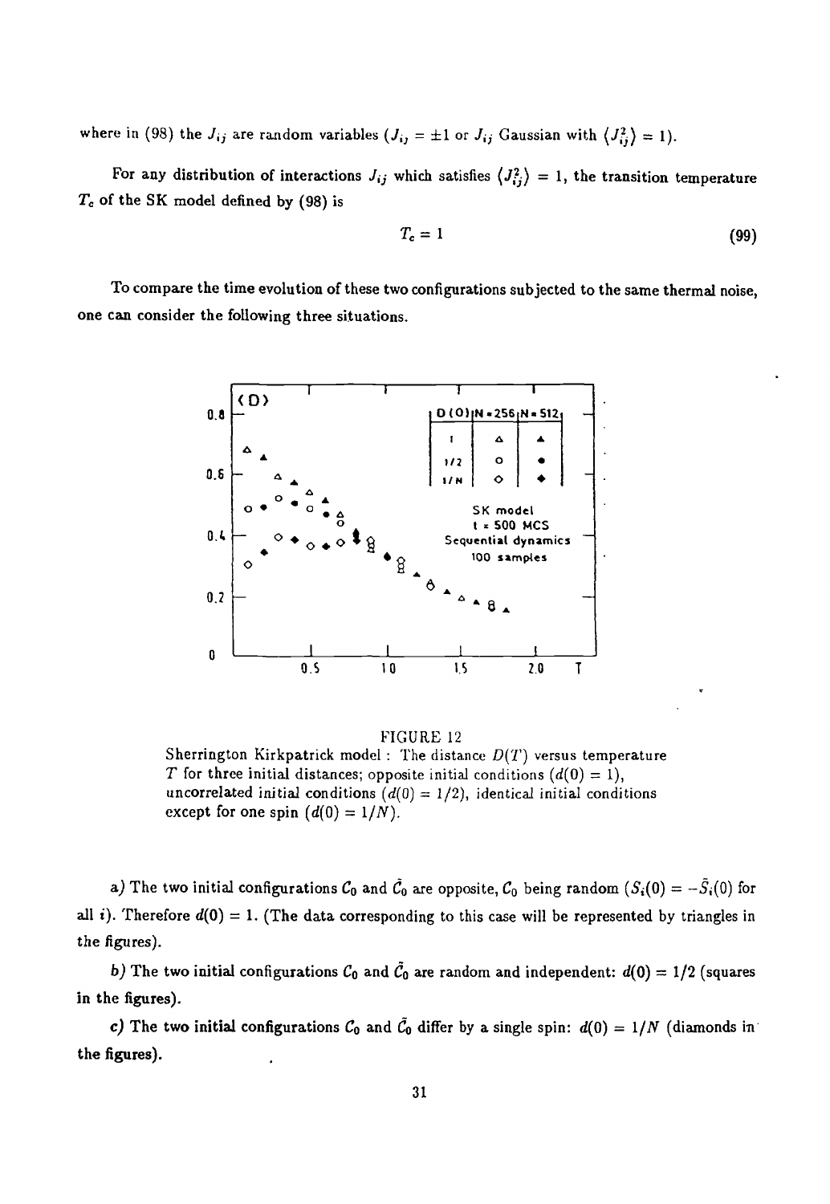where in (98) the $J_{ij}$ are random variables ($J_{ij} = \pm 1$ or $J_{ij}$ Gaussian with $\langle J_{ij}^2 \rangle = 1$).

For any distribution of interactions $J_{ij}$ which satisfies $\langle J_{ij}^2 \rangle = 1$, the transition temperature $T_c$ of the SK model defined by (98) is

$$T_c = 1 \tag{99}$$

To compare the time evolution of these two configurations subjected to the same thermal noise, one can consider the following three situations.

FIGURE 12
Sherrington Kirkpatrick model : The distance $D(T)$ versus temperature $T$ for three initial distances; opposite initial conditions ($d(0) = 1$), uncorrelated initial conditions ($d(0) = 1/2$), identical initial conditions except for one spin ($d(0) = 1/N$).

*a)* The two initial configurations $\mathcal{C}_0$ and $\tilde{\mathcal{C}}_0$ are opposite, $\mathcal{C}_0$ being random ($S_i(0) = -\tilde{S}_i(0)$ for all $i$). Therefore $d(0) = 1$. (The data corresponding to this case will be represented by triangles in the figures).

*b)* The two initial configurations $\mathcal{C}_0$ and $\tilde{\mathcal{C}}_0$ are random and independent: $d(0) = 1/2$ (squares in the figures).

*c)* The two initial configurations $\mathcal{C}_0$ and $\tilde{\mathcal{C}}_0$ differ by a single spin: $d(0) = 1/N$ (diamonds in the figures).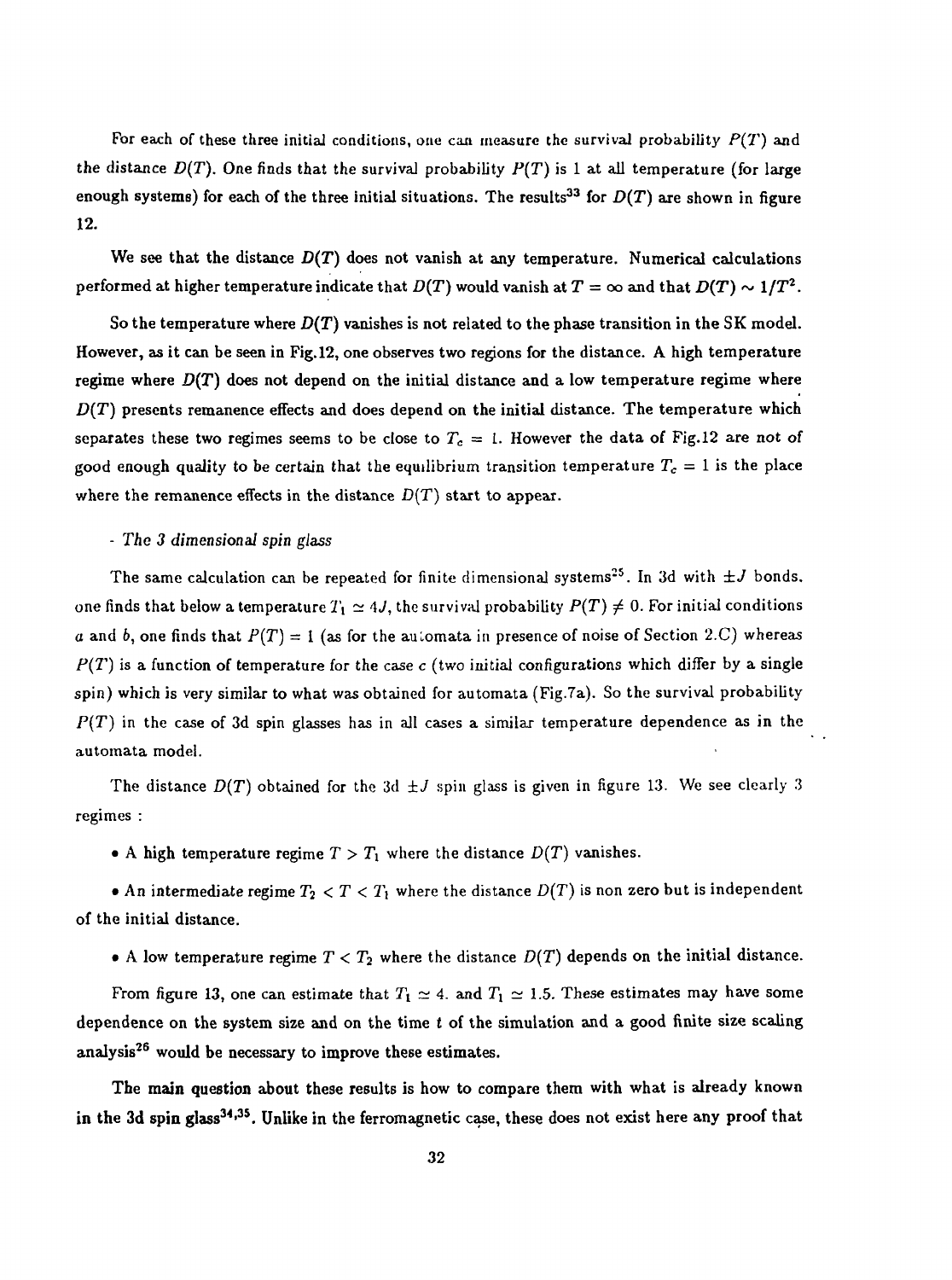For each of these three initial conditions, one can measure the survival probability $P(T)$ and the distance $D(T)$. One finds that the survival probability $P(T)$ is 1 at all temperature (for large enough systems) for each of the three initial situations. The results[33] for $D(T)$ are shown in figure 12.

We see that the distance $D(T)$ does not vanish at any temperature. Numerical calculations performed at higher temperature indicate that $D(T)$ would vanish at $T = \infty$ and that $D(T) \sim 1/T^2$.

So the temperature where $D(T)$ vanishes is not related to the phase transition in the SK model. However, as it can be seen in Fig.12, one observes two regions for the distance. A high temperature regime where $D(T)$ does not depend on the initial distance and a low temperature regime where $D(T)$ presents remanence effects and does depend on the initial distance. The temperature which separates these two regimes seems to be close to $T_c = 1$. However the data of Fig.12 are not of good enough quality to be certain that the equilibrium transition temperature $T_c = 1$ is the place where the remanence effects in the distance $D(T)$ start to appear.

- *The 3 dimensional spin glass*

The same calculation can be repeated for finite dimensional systems[25]. In 3d with $\pm J$ bonds, one finds that below a temperature $T_1 \simeq 4J$, the survival probability $P(T) \neq 0$. For initial conditions $a$ and $b$, one finds that $P(T) = 1$ (as for the automata in presence of noise of Section 2.C) whereas $P(T)$ is a function of temperature for the case $c$ (two initial configurations which differ by a single spin) which is very similar to what was obtained for automata (Fig.7a). So the survival probability $P(T)$ in the case of 3d spin glasses has in all cases a similar temperature dependence as in the automata model.

The distance $D(T)$ obtained for the 3d $\pm J$ spin glass is given in figure 13. We see clearly 3 regimes :

- A high temperature regime $T > T_1$ where the distance $D(T)$ vanishes.

- An intermediate regime $T_2 < T < T_1$ where the distance $D(T)$ is non zero but is independent of the initial distance.

- A low temperature regime $T < T_2$ where the distance $D(T)$ depends on the initial distance.

From figure 13, one can estimate that $T_1 \simeq 4.$ and $T_1 \simeq 1.5$. These estimates may have some dependence on the system size and on the time $t$ of the simulation and a good finite size scaling analysis[26] would be necessary to improve these estimates.

The main question about these results is how to compare them with what is already known in the 3d spin glass[34,35]. Unlike in the ferromagnetic case, these does not exist here any proof that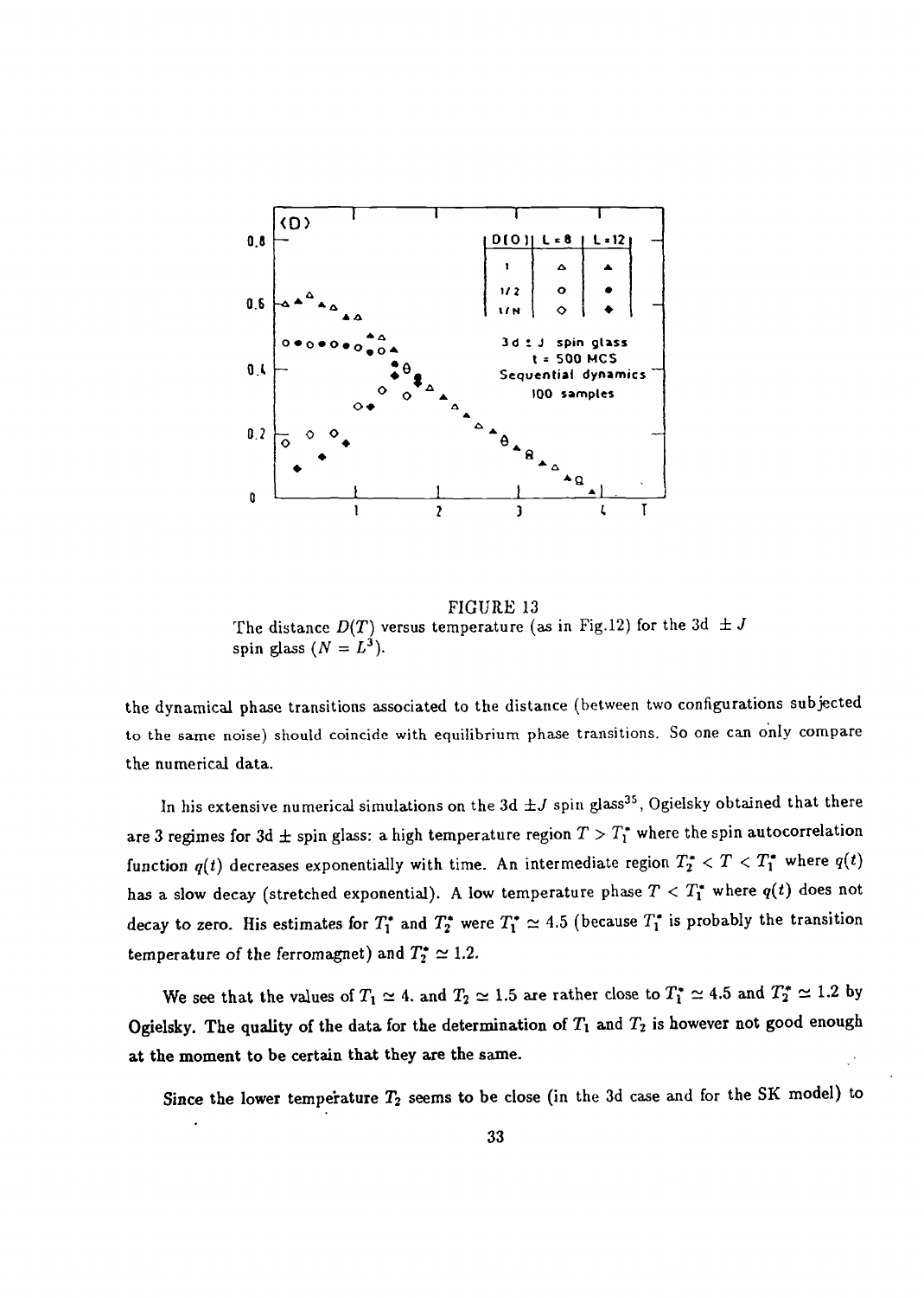FIGURE 13
The distance $D(T)$ versus temperature (as in Fig.12) for the 3d $\pm J$ spin glass ($N = L^3$).

the dynamical phase transitions associated to the distance (between two configurations subjected to the same noise) should coincide with equilibrium phase transitions. So one can only compare the numerical data.

In his extensive numerical simulations on the 3d $\pm J$ spin glass[35], Ogielsky obtained that there are 3 regimes for 3d $\pm$ spin glass: a high temperature region $T > T_1^*$ where the spin autocorrelation function $q(t)$ decreases exponentially with time. An intermediate region $T_2^* < T < T_1^*$ where $q(t)$ has a slow decay (stretched exponential). A low temperature phase $T < T_1^*$ where $q(t)$ does not decay to zero. His estimates for $T_1^*$ and $T_2^*$ were $T_1^* \simeq 4.5$ (because $T_1^*$ is probably the transition temperature of the ferromagnet) and $T_2^* \simeq 1.2$.

We see that the values of $T_1 \simeq 4.$ and $T_2 \simeq 1.5$ are rather close to $T_1^* \simeq 4.5$ and $T_2^* \simeq 1.2$ by Ogielsky. The quality of the data for the determination of $T_1$ and $T_2$ is however not good enough at the moment to be certain that they are the same.

Since the lower temperature $T_2$ seems to be close (in the 3d case and for the SK model) to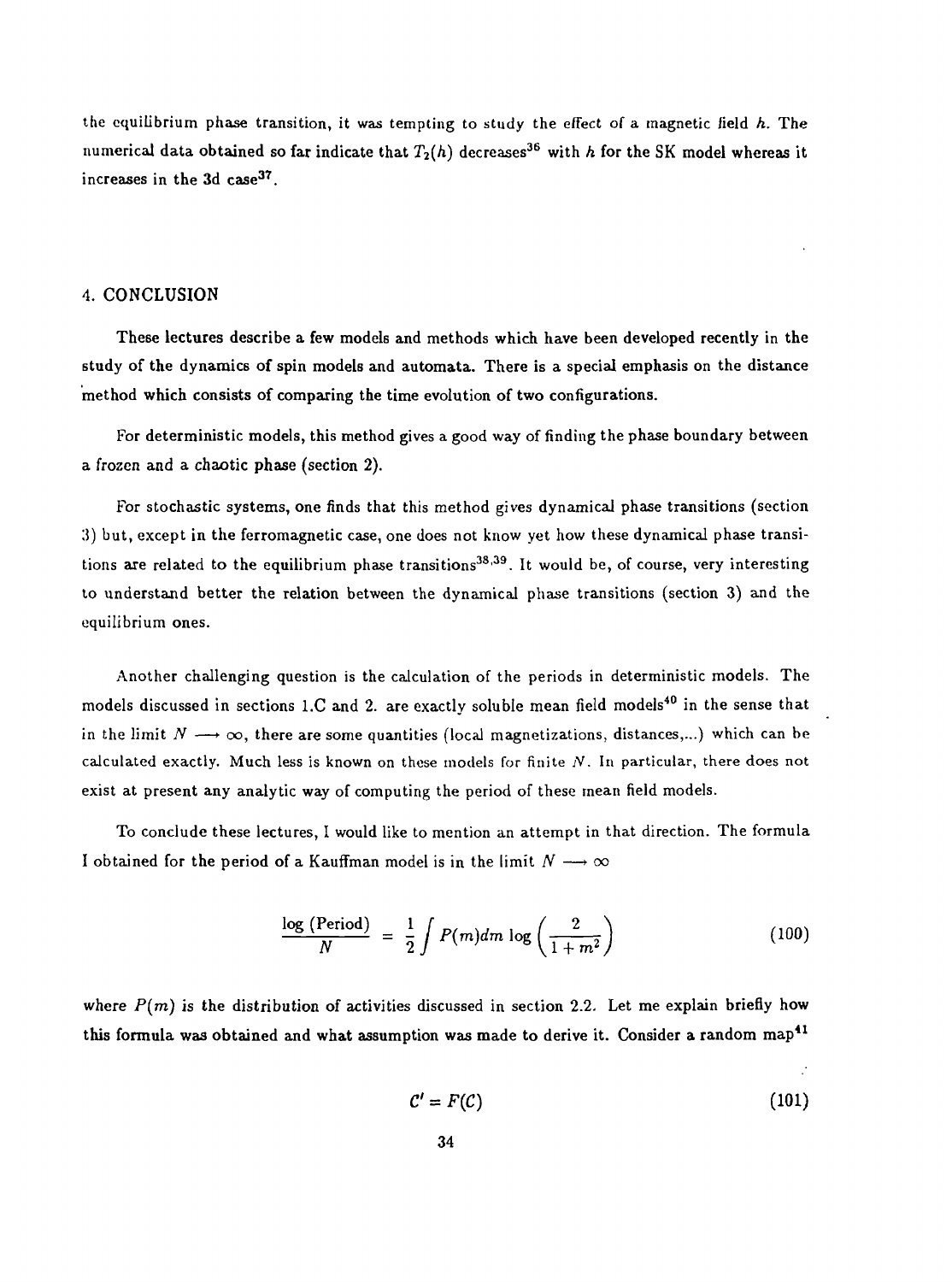the equilibrium phase transition, it was tempting to study the effect of a magnetic field $h$. The numerical data obtained so far indicate that $T_2(h)$ decreases[36] with $h$ for the SK model whereas it increases in the 3d case[37].

## 4. CONCLUSION

These lectures describe a few models and methods which have been developed recently in the study of the dynamics of spin models and automata. There is a special emphasis on the distance method which consists of comparing the time evolution of two configurations.

For deterministic models, this method gives a good way of finding the phase boundary between a frozen and a chaotic phase (section 2).

For stochastic systems, one finds that this method gives dynamical phase transitions (section 3) but, except in the ferromagnetic case, one does not know yet how these dynamical phase transitions are related to the equilibrium phase transitions[38,39]. It would be, of course, very interesting to understand better the relation between the dynamical phase transitions (section 3) and the equilibrium ones.

Another challenging question is the calculation of the periods in deterministic models. The models discussed in sections 1.C and 2. are exactly soluble mean field models[40] in the sense that in the limit $N \longrightarrow \infty$, there are some quantities (local magnetizations, distances,...) which can be calculated exactly. Much less is known on these models for finite $N$. In particular, there does not exist at present any analytic way of computing the period of these mean field models.

To conclude these lectures, I would like to mention an attempt in that direction. The formula I obtained for the period of a Kauffman model is in the limit $N \longrightarrow \infty$

$$\frac{\log \text{(Period)}}{N} = \frac{1}{2} \int P(m) dm \log \left( \frac{2}{1+m^2} \right) \tag{100}$$

where $P(m)$ is the distribution of activities discussed in section 2.2. Let me explain briefly how this formula was obtained and what assumption was made to derive it. Consider a random map[41]

$$\mathcal{C}' = F(\mathcal{C}) \tag{101}$$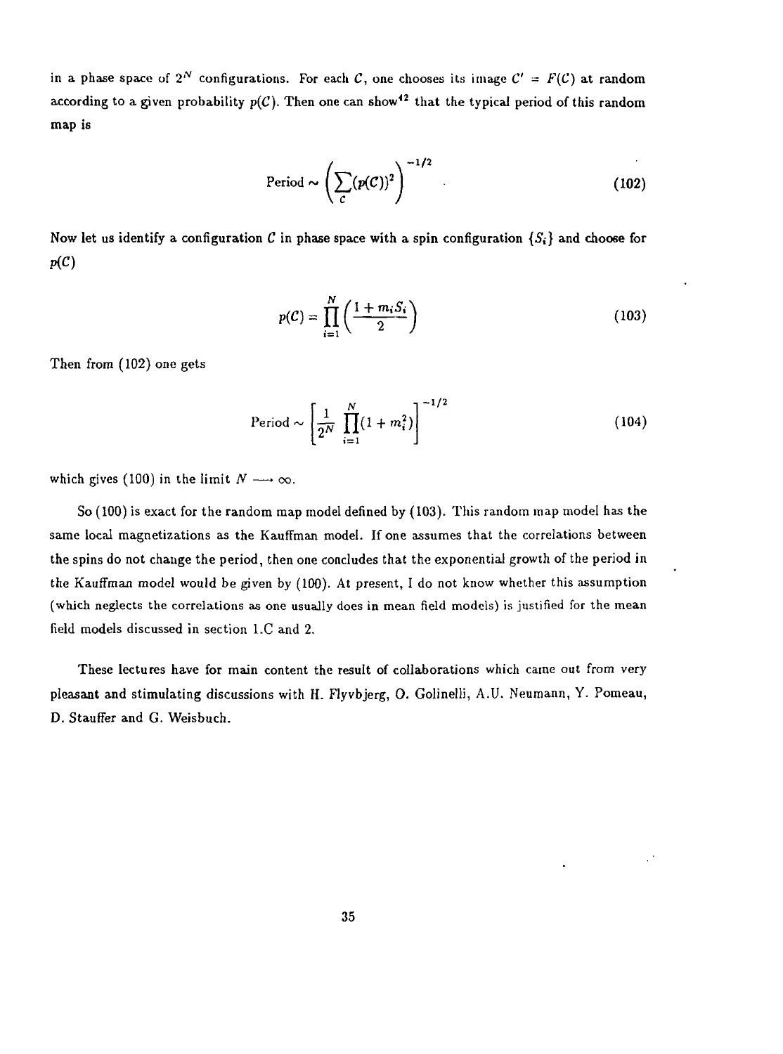in a phase space of $2^N$ configurations. For each $C$, one chooses its image $C' = F(C)$ at random according to a given probability $p(C)$. Then one can show[42] that the typical period of this random map is

$$\text{Period} \sim \left( \sum_C (p(C))^2 \right)^{-1/2} \tag{102}$$

Now let us identify a configuration $C$ in phase space with a spin configuration $\{S_i\}$ and choose for $p(C)$

$$p(C) = \prod_{i=1}^{N} \left( \frac{1 + m_i S_i}{2} \right) \tag{103}$$

Then from (102) one gets

$$\text{Period} \sim \left[ \frac{1}{2^N} \prod_{i=1}^{N} (1 + m_i^2) \right]^{-1/2} \tag{104}$$

which gives (100) in the limit $N \longrightarrow \infty$.

So (100) is exact for the random map model defined by (103). This random map model has the same local magnetizations as the Kauffman model. If one assumes that the correlations between the spins do not change the period, then one concludes that the exponential growth of the period in the Kauffman model would be given by (100). At present, I do not know whether this assumption (which neglects the correlations as one usually does in mean field models) is justified for the mean field models discussed in section 1.C and 2.

These lectures have for main content the result of collaborations which came out from very pleasant and stimulating discussions with H. Flyvbjerg, O. Golinelli, A.U. Neumann, Y. Pomeau, D. Stauffer and G. Weisbuch.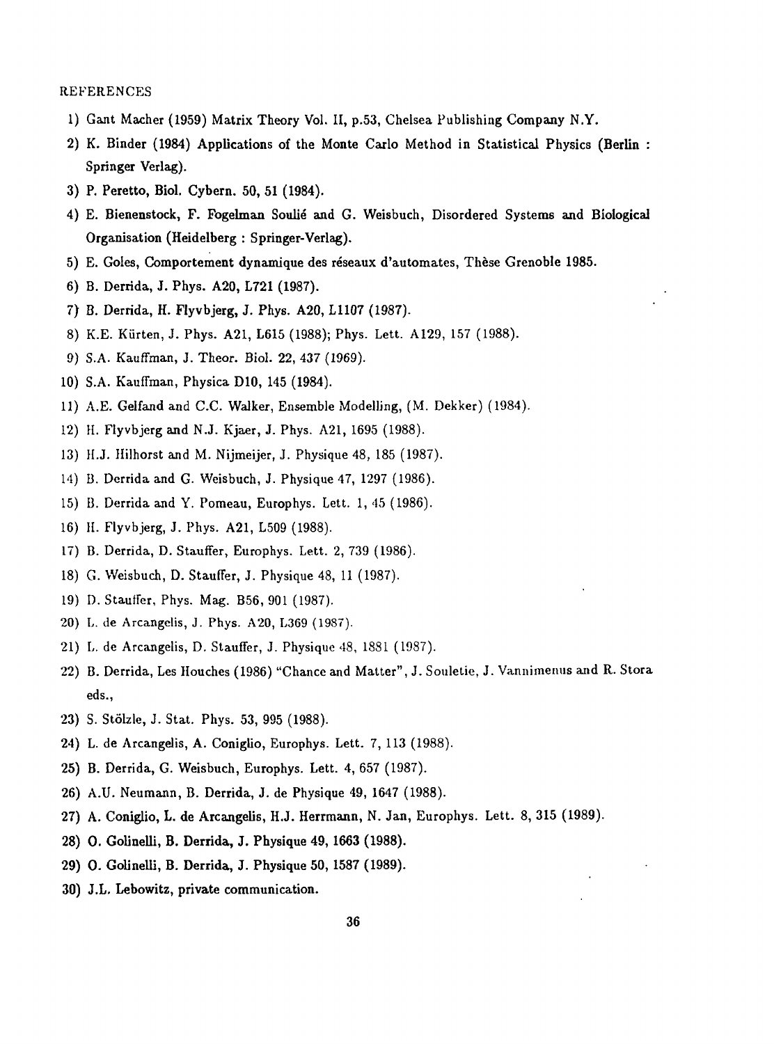REFERENCES

1) Gant Macher (1959) Matrix Theory Vol. II, p.53, Chelsea Publishing Company N.Y.
2) K. Binder (1984) Applications of the Monte Carlo Method in Statistical Physics (Berlin : Springer Verlag).
3) P. Peretto, Biol. Cybern. 50, 51 (1984).
4) E. Bienenstock, F. Fogelman Soulié and G. Weisbuch, Disordered Systems and Biological Organisation (Heidelberg : Springer-Verlag).
5) E. Goles, Comportement dynamique des réseaux d'automates, Thèse Grenoble 1985.
6) B. Derrida, J. Phys. A20, L721 (1987).
7) B. Derrida, H. Flyvbjerg, J. Phys. A20, L1107 (1987).
8) K.E. Kürten, J. Phys. A21, L615 (1988); Phys. Lett. A129, 157 (1988).
9) S.A. Kauffman, J. Theor. Biol. 22, 437 (1969).
10) S.A. Kauffman, Physica D10, 145 (1984).
11) A.E. Gelfand and C.C. Walker, Ensemble Modelling, (M. Dekker) (1984).
12) H. Flyvbjerg and N.J. Kjaer, J. Phys. A21, 1695 (1988).
13) H.J. Hilhorst and M. Nijmeijer, J. Physique 48, 185 (1987).
14) B. Derrida and G. Weisbuch, J. Physique 47, 1297 (1986).
15) B. Derrida and Y. Pomeau, Europhys. Lett. 1, 45 (1986).
16) H. Flyvbjerg, J. Phys. A21, L509 (1988).
17) B. Derrida, D. Stauffer, Europhys. Lett. 2, 739 (1986).
18) G. Weisbuch, D. Stauffer, J. Physique 48, 11 (1987).
19) D. Stauffer, Phys. Mag. B56, 901 (1987).
20) L. de Arcangelis, J. Phys. A20, L369 (1987).
21) L. de Arcangelis, D. Stauffer, J. Physique 48, 1881 (1987).
22) B. Derrida, Les Houches (1986) "Chance and Matter", J. Souletie, J. Vannimenus and R. Stora eds.,
23) S. Stölzle, J. Stat. Phys. 53, 995 (1988).
24) L. de Arcangelis, A. Coniglio, Europhys. Lett. 7, 113 (1988).
25) B. Derrida, G. Weisbuch, Europhys. Lett. 4, 657 (1987).
26) A.U. Neumann, B. Derrida, J. de Physique 49, 1647 (1988).
27) A. Coniglio, L. de Arcangelis, H.J. Herrmann, N. Jan, Europhys. Lett. 8, 315 (1989).
28) O. Golinelli, B. Derrida, J. Physique 49, 1663 (1988).
29) O. Golinelli, B. Derrida, J. Physique 50, 1587 (1989).
30) J.L. Lebowitz, private communication.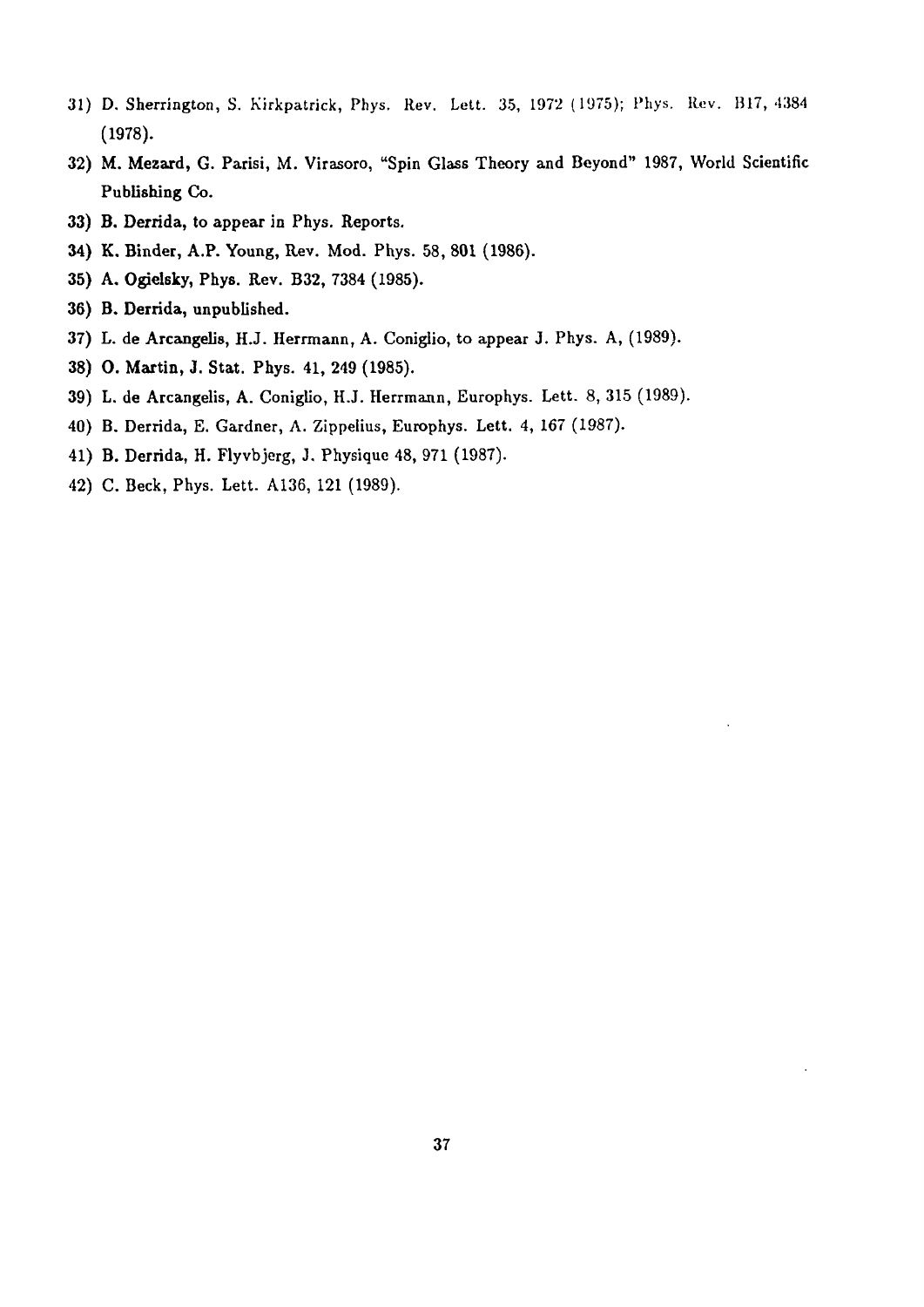31) D. Sherrington, S. Kirkpatrick, Phys. Rev. Lett. 35, 1972 (1975); Phys. Rev. B17, 4384 (1978).

32) M. Mezard, G. Parisi, M. Virasoro, "Spin Glass Theory and Beyond" 1987, World Scientific Publishing Co.

33) B. Derrida, to appear in Phys. Reports.

34) K. Binder, A.P. Young, Rev. Mod. Phys. 58, 801 (1986).

35) A. Ogielsky, Phys. Rev. B32, 7384 (1985).

36) B. Derrida, unpublished.

37) L. de Arcangelis, H.J. Herrmann, A. Coniglio, to appear J. Phys. A, (1989).

38) O. Martin, J. Stat. Phys. 41, 249 (1985).

39) L. de Arcangelis, A. Coniglio, H.J. Herrmann, Europhys. Lett. 8, 315 (1989).

40) B. Derrida, E. Gardner, A. Zippelius, Europhys. Lett. 4, 167 (1987).

41) B. Derrida, H. Flyvbjerg, J. Physique 48, 971 (1987).

42) C. Beck, Phys. Lett. A136, 121 (1989).